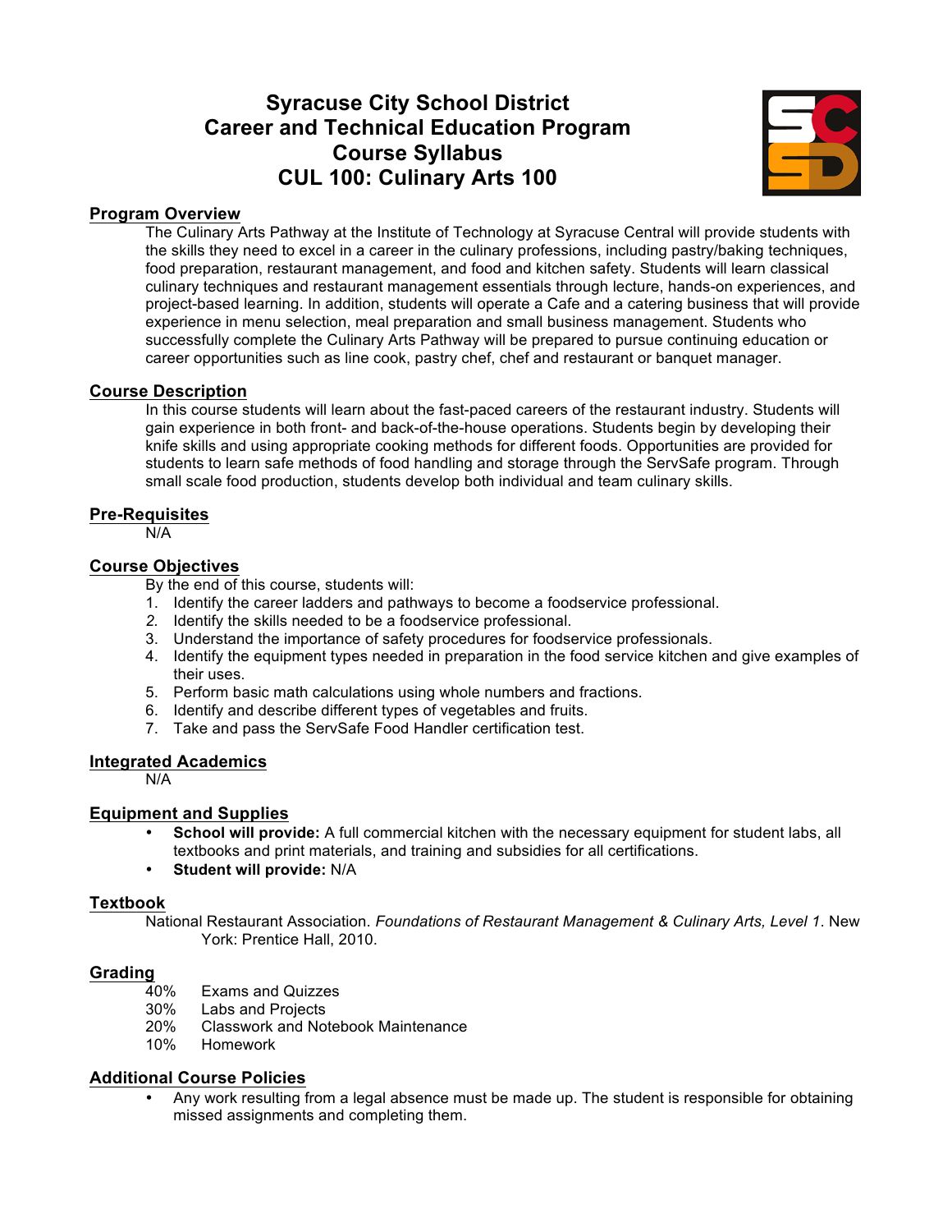# Syracuse City School District
# Career and Technical Education Program
# Course Syllabus
# CUL 100: Culinary Arts 100

## Program Overview

The Culinary Arts Pathway at the Institute of Technology at Syracuse Central will provide students with the skills they need to excel in a career in the culinary professions, including pastry/baking techniques, food preparation, restaurant management, and food and kitchen safety. Students will learn classical culinary techniques and restaurant management essentials through lecture, hands-on experiences, and project-based learning. In addition, students will operate a Cafe and a catering business that will provide experience in menu selection, meal preparation and small business management. Students who successfully complete the Culinary Arts Pathway will be prepared to pursue continuing education or career opportunities such as line cook, pastry chef, chef and restaurant or banquet manager.

## Course Description

In this course students will learn about the fast-paced careers of the restaurant industry. Students will gain experience in both front- and back-of-the-house operations. Students begin by developing their knife skills and using appropriate cooking methods for different foods. Opportunities are provided for students to learn safe methods of food handling and storage through the ServSafe program. Through small scale food production, students develop both individual and team culinary skills.

## Pre-Requisites

N/A

## Course Objectives

By the end of this course, students will:

1. Identify the career ladders and pathways to become a foodservice professional.
2. Identify the skills needed to be a foodservice professional.
3. Understand the importance of safety procedures for foodservice professionals.
4. Identify the equipment types needed in preparation in the food service kitchen and give examples of their uses.
5. Perform basic math calculations using whole numbers and fractions.
6. Identify and describe different types of vegetables and fruits.
7. Take and pass the ServSafe Food Handler certification test.

## Integrated Academics

N/A

## Equipment and Supplies

- **School will provide:** A full commercial kitchen with the necessary equipment for student labs, all textbooks and print materials, and training and subsidies for all certifications.
- **Student will provide:** N/A

## Textbook

National Restaurant Association. *Foundations of Restaurant Management & Culinary Arts, Level 1*. New York: Prentice Hall, 2010.

## Grading

40% Exams and Quizzes
30% Labs and Projects
20% Classwork and Notebook Maintenance
10% Homework

## Additional Course Policies

- Any work resulting from a legal absence must be made up. The student is responsible for obtaining missed assignments and completing them.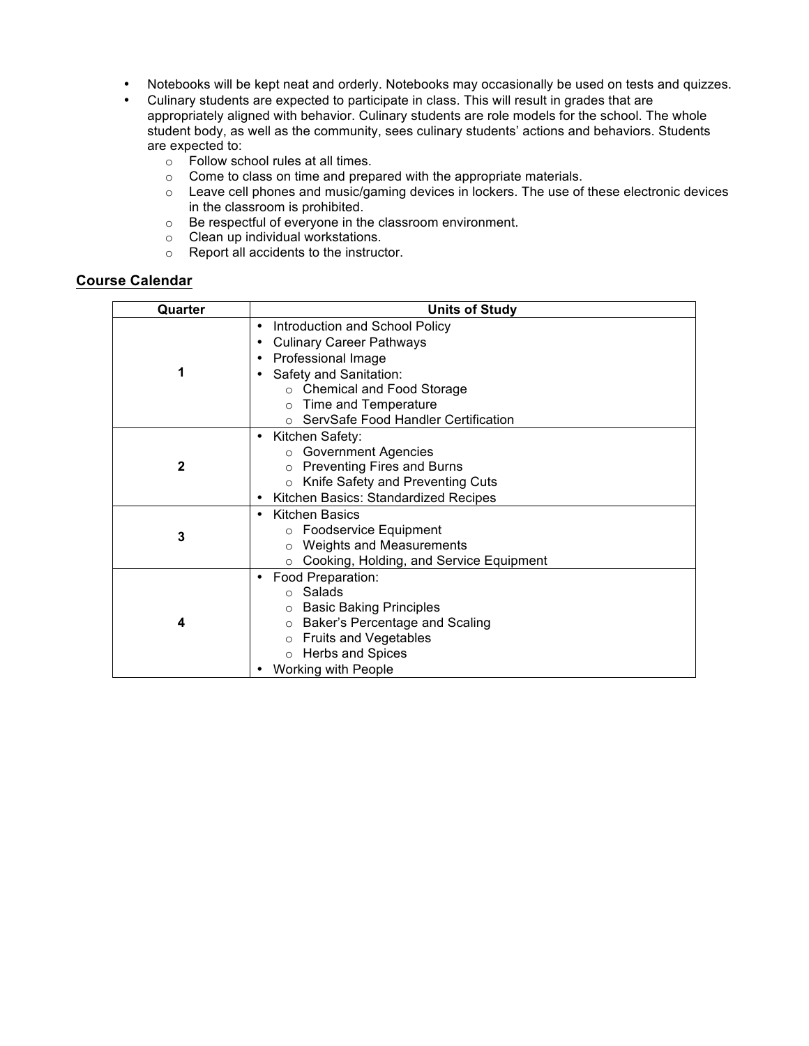- Notebooks will be kept neat and orderly. Notebooks may occasionally be used on tests and quizzes.
- Culinary students are expected to participate in class. This will result in grades that are appropriately aligned with behavior. Culinary students are role models for the school. The whole student body, as well as the community, sees culinary students' actions and behaviors. Students are expected to:
  - Follow school rules at all times.
  - Come to class on time and prepared with the appropriate materials.
  - Leave cell phones and music/gaming devices in lockers. The use of these electronic devices in the classroom is prohibited.
  - Be respectful of everyone in the classroom environment.
  - Clean up individual workstations.
  - Report all accidents to the instructor.

## Course Calendar

| Quarter | Units of Study |
|---|---|
| 1 | • Introduction and School Policy<br>• Culinary Career Pathways<br>• Professional Image<br>• Safety and Sanitation:<br>  ○ Chemical and Food Storage<br>  ○ Time and Temperature<br>  ○ ServSafe Food Handler Certification |
| 2 | • Kitchen Safety:<br>  ○ Government Agencies<br>  ○ Preventing Fires and Burns<br>  ○ Knife Safety and Preventing Cuts<br>• Kitchen Basics: Standardized Recipes |
| 3 | • Kitchen Basics<br>  ○ Foodservice Equipment<br>  ○ Weights and Measurements<br>  ○ Cooking, Holding, and Service Equipment |
| 4 | • Food Preparation:<br>  ○ Salads<br>  ○ Basic Baking Principles<br>  ○ Baker's Percentage and Scaling<br>  ○ Fruits and Vegetables<br>  ○ Herbs and Spices<br>• Working with People |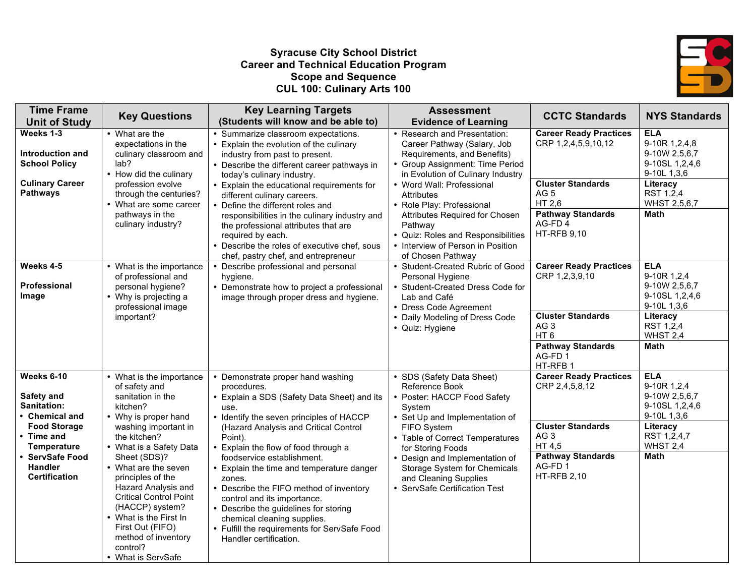# Syracuse City School District
## Career and Technical Education Program
## Scope and Sequence
## CUL 100: Culinary Arts 100

| Time Frame Unit of Study | Key Questions | Key Learning Targets (Students will know and be able to) | Assessment Evidence of Learning | CCTC Standards | NYS Standards |
|---|---|---|---|---|---|
| **Weeks 1-3**<br><br>**Introduction and School Policy**<br><br>**Culinary Career Pathways** | • What are the expectations in the culinary classroom and lab?<br>• How did the culinary profession evolve through the centuries?<br>• What are some career pathways in the culinary industry? | • Summarize classroom expectations.<br>• Explain the evolution of the culinary industry from past to present.<br>• Describe the different career pathways in today's culinary industry.<br>• Explain the educational requirements for different culinary careers.<br>• Define the different roles and responsibilities in the culinary industry and the professional attributes that are required by each.<br>• Describe the roles of executive chef, sous chef, pastry chef, and entrepreneur | • Research and Presentation: Career Pathway (Salary, Job Requirements, and Benefits)<br>• Group Assignment: Time Period in Evolution of Culinary Industry<br>• Word Wall: Professional Attributes<br>• Role Play: Professional Attributes Required for Chosen Pathway<br>• Quiz: Roles and Responsibilities<br>• Interview of Person in Position of Chosen Pathway | **Career Ready Practices**<br>CRP 1,2,4,5,9,10,12<br><br>**Cluster Standards**<br>AG 5<br>HT 2,6<br><br>**Pathway Standards**<br>AG-FD 4<br>HT-RFB 9,10 | **ELA**<br>9-10R 1,2,4,8<br>9-10W 2,5,6,7<br>9-10SL 1,2,4,6<br>9-10L 1,3,6<br><br>**Literacy**<br>RST 1,2,4<br>WHST 2,5,6,7<br><br>**Math** |
| **Weeks 4-5**<br><br>**Professional Image** | • What is the importance of professional and personal hygiene?<br>• Why is projecting a professional image important? | • Describe professional and personal hygiene.<br>• Demonstrate how to project a professional image through proper dress and hygiene. | • Student-Created Rubric of Good Personal Hygiene<br>• Student-Created Dress Code for Lab and Café<br>• Dress Code Agreement<br>• Daily Modeling of Dress Code<br>• Quiz: Hygiene | **Career Ready Practices**<br>CRP 1,2,3,9,10<br><br>**Cluster Standards**<br>AG 3<br>HT 6<br><br>**Pathway Standards**<br>AG-FD 1<br>HT-RFB 1 | **ELA**<br>9-10R 1,2,4<br>9-10W 2,5,6,7<br>9-10SL 1,2,4,6<br>9-10L 1,3,6<br><br>**Literacy**<br>RST 1,2,4<br>WHST 2,4<br><br>**Math** |
| **Weeks 6-10**<br><br>**Safety and Sanitation:**<br>• **Chemical and Food Storage**<br>• **Time and Temperature**<br>• **ServSafe Food Handler Certification** | • What is the importance of safety and sanitation in the kitchen?<br>• Why is proper hand washing important in the kitchen?<br>• What is a Safety Data Sheet (SDS)?<br>• What are the seven principles of the Hazard Analysis and Critical Control Point (HACCP) system?<br>• What is the First In First Out (FIFO) method of inventory control?<br>• What is ServSafe | • Demonstrate proper hand washing procedures.<br>• Explain a SDS (Safety Data Sheet) and its use.<br>• Identify the seven principles of HACCP (Hazard Analysis and Critical Control Point).<br>• Explain the flow of food through a foodservice establishment.<br>• Explain the time and temperature danger zones.<br>• Describe the FIFO method of inventory control and its importance.<br>• Describe the guidelines for storing chemical cleaning supplies.<br>• Fulfill the requirements for ServSafe Food Handler certification. | • SDS (Safety Data Sheet) Reference Book<br>• Poster: HACCP Food Safety System<br>• Set Up and Implementation of FIFO System<br>• Table of Correct Temperatures for Storing Foods<br>• Design and Implementation of Storage System for Chemicals and Cleaning Supplies<br>• ServSafe Certification Test | **Career Ready Practices**<br>CRP 2,4,5,8,12<br><br>**Cluster Standards**<br>AG 3<br>HT 4,5<br><br>**Pathway Standards**<br>AG-FD 1<br>HT-RFB 2,10 | **ELA**<br>9-10R 1,2,4<br>9-10W 2,5,6,7<br>9-10SL 1,2,4,6<br>9-10L 1,3,6<br><br>**Literacy**<br>RST 1,2,4,7<br>WHST 2,4<br><br>**Math** |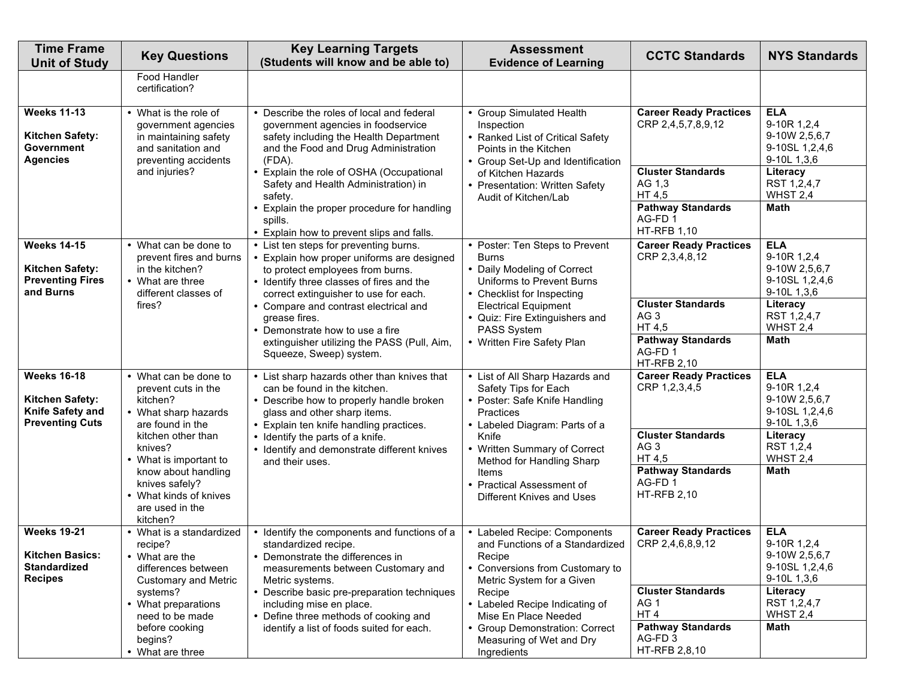| Time Frame Unit of Study | Key Questions | Key Learning Targets (Students will know and be able to) | Assessment Evidence of Learning | CCTC Standards | NYS Standards |
|---|---|---|---|---|---|
| | Food Handler certification? | | | | |
| **Weeks 11-13**<br><br>**Kitchen Safety: Government Agencies** | • What is the role of government agencies in maintaining safety and sanitation and preventing accidents and injuries? | • Describe the roles of local and federal government agencies in foodservice safety including the Health Department and the Food and Drug Administration (FDA).<br>• Explain the role of OSHA (Occupational Safety and Health Administration) in safety.<br>• Explain the proper procedure for handling spills.<br>• Explain how to prevent slips and falls. | • Group Simulated Health Inspection<br>• Ranked List of Critical Safety Points in the Kitchen<br>• Group Set-Up and Identification of Kitchen Hazards<br>• Presentation: Written Safety Audit of Kitchen/Lab | **Career Ready Practices**<br>CRP 2,4,5,7,8,9,12<br><br>**Cluster Standards**<br>AG 1,3<br>HT 4,5<br><br>**Pathway Standards**<br>AG-FD 1<br>HT-RFB 1,10 | **ELA**<br>9-10R 1,2,4<br>9-10W 2,5,6,7<br>9-10SL 1,2,4,6<br>9-10L 1,3,6<br><br>**Literacy**<br>RST 1,2,4,7<br>WHST 2,4<br><br>**Math** |
| **Weeks 14-15**<br><br>**Kitchen Safety: Preventing Fires and Burns** | • What can be done to prevent fires and burns in the kitchen?<br>• What are three different classes of fires? | • List ten steps for preventing burns.<br>• Explain how proper uniforms are designed to protect employees from burns.<br>• Identify three classes of fires and the correct extinguisher to use for each.<br>• Compare and contrast electrical and grease fires.<br>• Demonstrate how to use a fire extinguisher utilizing the PASS (Pull, Aim, Squeeze, Sweep) system. | • Poster: Ten Steps to Prevent Burns<br>• Daily Modeling of Correct Uniforms to Prevent Burns<br>• Checklist for Inspecting Electrical Equipment<br>• Quiz: Fire Extinguishers and PASS System<br>• Written Fire Safety Plan | **Career Ready Practices**<br>CRP 2,3,4,8,12<br><br>**Cluster Standards**<br>AG 3<br>HT 4,5<br><br>**Pathway Standards**<br>AG-FD 1<br>HT-RFB 2,10 | **ELA**<br>9-10R 1,2,4<br>9-10W 2,5,6,7<br>9-10SL 1,2,4,6<br>9-10L 1,3,6<br><br>**Literacy**<br>RST 1,2,4,7<br>WHST 2,4<br><br>**Math** |
| **Weeks 16-18**<br><br>**Kitchen Safety: Knife Safety and Preventing Cuts** | • What can be done to prevent cuts in the kitchen?<br>• What sharp hazards are found in the kitchen other than knives?<br>• What is important to know about handling knives safely?<br>• What kinds of knives are used in the kitchen? | • List sharp hazards other than knives that can be found in the kitchen.<br>• Describe how to properly handle broken glass and other sharp items.<br>• Explain ten knife handling practices.<br>• Identify the parts of a knife.<br>• Identify and demonstrate different knives and their uses. | • List of All Sharp Hazards and Safety Tips for Each<br>• Poster: Safe Knife Handling Practices<br>• Labeled Diagram: Parts of a Knife<br>• Written Summary of Correct Method for Handling Sharp Items<br>• Practical Assessment of Different Knives and Uses | **Career Ready Practices**<br>CRP 1,2,3,4,5<br><br>**Cluster Standards**<br>AG 3<br>HT 4,5<br><br>**Pathway Standards**<br>AG-FD 1<br>HT-RFB 2,10 | **ELA**<br>9-10R 1,2,4<br>9-10W 2,5,6,7<br>9-10SL 1,2,4,6<br>9-10L 1,3,6<br><br>**Literacy**<br>RST 1,2,4<br>WHST 2,4<br><br>**Math** |
| **Weeks 19-21**<br><br>**Kitchen Basics: Standardized Recipes** | • What is a standardized recipe?<br>• What are the differences between Customary and Metric systems?<br>• What preparations need to be made before cooking begins?<br>• What are three | • Identify the components and functions of a standardized recipe.<br>• Demonstrate the differences in measurements between Customary and Metric systems.<br>• Describe basic pre-preparation techniques including mise en place.<br>• Define three methods of cooking and identify a list of foods suited for each. | • Labeled Recipe: Components and Functions of a Standardized Recipe<br>• Conversions from Customary to Metric System for a Given Recipe<br>• Labeled Recipe Indicating of Mise En Place Needed<br>• Group Demonstration: Correct Measuring of Wet and Dry Ingredients | **Career Ready Practices**<br>CRP 2,4,6,8,9,12<br><br>**Cluster Standards**<br>AG 1<br>HT 4<br><br>**Pathway Standards**<br>AG-FD 3<br>HT-RFB 2,8,10 | **ELA**<br>9-10R 1,2,4<br>9-10W 2,5,6,7<br>9-10SL 1,2,4,6<br>9-10L 1,3,6<br><br>**Literacy**<br>RST 1,2,4,7<br>WHST 2,4<br><br>**Math** |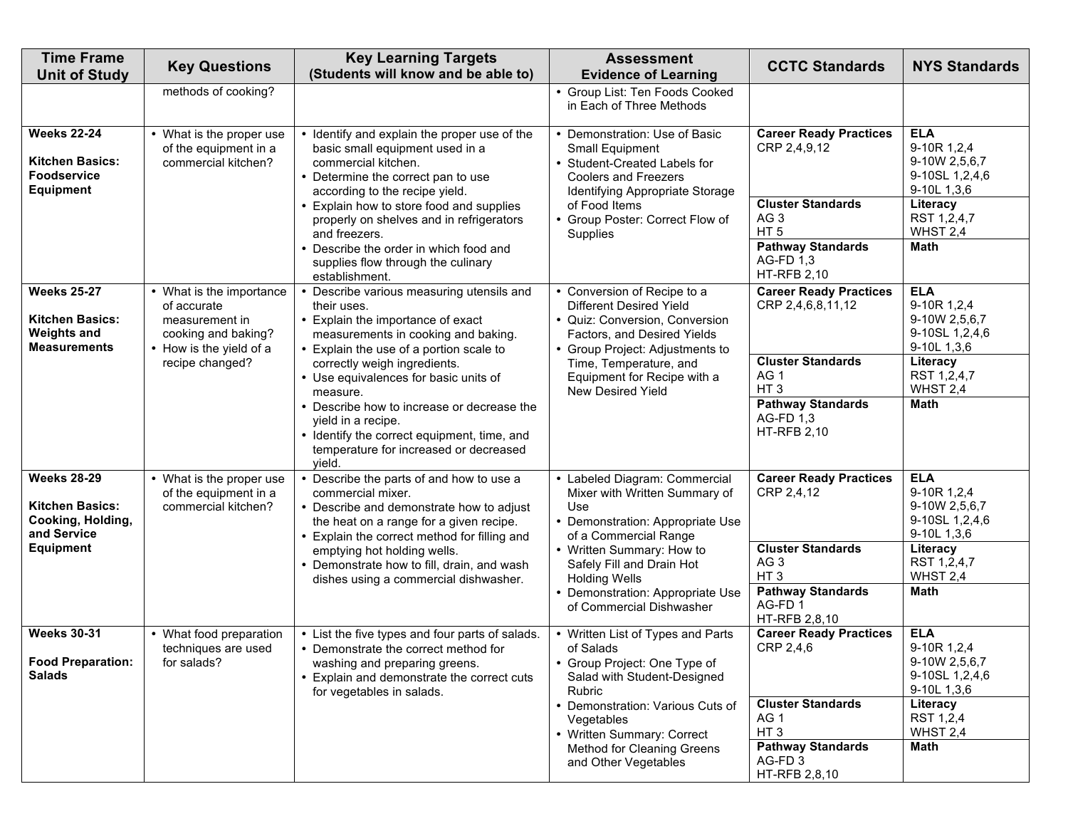| Time Frame Unit of Study | Key Questions | Key Learning Targets (Students will know and be able to) | Assessment Evidence of Learning | CCTC Standards | NYS Standards |
|---|---|---|---|---|---|
| | methods of cooking? | | • Group List: Ten Foods Cooked in Each of Three Methods | | |
| **Weeks 22-24**<br><br>**Kitchen Basics: Foodservice Equipment** | • What is the proper use of the equipment in a commercial kitchen? | • Identify and explain the proper use of the basic small equipment used in a commercial kitchen.<br>• Determine the correct pan to use according to the recipe yield.<br>• Explain how to store food and supplies properly on shelves and in refrigerators and freezers.<br>• Describe the order in which food and supplies flow through the culinary establishment. | • Demonstration: Use of Basic Small Equipment<br>• Student-Created Labels for Coolers and Freezers Identifying Appropriate Storage of Food Items<br>• Group Poster: Correct Flow of Supplies | **Career Ready Practices**<br>CRP 2,4,9,12<br><br>**Cluster Standards**<br>AG 3<br>HT 5<br><br>**Pathway Standards**<br>AG-FD 1,3<br>HT-RFB 2,10 | **ELA**<br>9-10R 1,2,4<br>9-10W 2,5,6,7<br>9-10SL 1,2,4,6<br>9-10L 1,3,6<br><br>**Literacy**<br>RST 1,2,4,7<br>WHST 2,4<br><br>**Math** |
| **Weeks 25-27**<br><br>**Kitchen Basics: Weights and Measurements** | • What is the importance of accurate measurement in cooking and baking?<br>• How is the yield of a recipe changed? | • Describe various measuring utensils and their uses.<br>• Explain the importance of exact measurements in cooking and baking.<br>• Explain the use of a portion scale to correctly weigh ingredients.<br>• Use equivalences for basic units of measure.<br>• Describe how to increase or decrease the yield in a recipe.<br>• Identify the correct equipment, time, and temperature for increased or decreased yield. | • Conversion of Recipe to a Different Desired Yield<br>• Quiz: Conversion, Conversion Factors, and Desired Yields<br>• Group Project: Adjustments to Time, Temperature, and Equipment for Recipe with a New Desired Yield | **Career Ready Practices**<br>CRP 2,4,6,8,11,12<br><br>**Cluster Standards**<br>AG 1<br>HT 3<br><br>**Pathway Standards**<br>AG-FD 1,3<br>HT-RFB 2,10 | **ELA**<br>9-10R 1,2,4<br>9-10W 2,5,6,7<br>9-10SL 1,2,4,6<br>9-10L 1,3,6<br><br>**Literacy**<br>RST 1,2,4,7<br>WHST 2,4<br><br>**Math** |
| **Weeks 28-29**<br><br>**Kitchen Basics: Cooking, Holding, and Service Equipment** | • What is the proper use of the equipment in a commercial kitchen? | • Describe the parts of and how to use a commercial mixer.<br>• Describe and demonstrate how to adjust the heat on a range for a given recipe.<br>• Explain the correct method for filling and emptying hot holding wells.<br>• Demonstrate how to fill, drain, and wash dishes using a commercial dishwasher. | • Labeled Diagram: Commercial Mixer with Written Summary of Use<br>• Demonstration: Appropriate Use of a Commercial Range<br>• Written Summary: How to Safely Fill and Drain Hot Holding Wells<br>• Demonstration: Appropriate Use of Commercial Dishwasher | **Career Ready Practices**<br>CRP 2,4,12<br><br>**Cluster Standards**<br>AG 3<br>HT 3<br><br>**Pathway Standards**<br>AG-FD 1<br>HT-RFB 2,8,10 | **ELA**<br>9-10R 1,2,4<br>9-10W 2,5,6,7<br>9-10SL 1,2,4,6<br>9-10L 1,3,6<br><br>**Literacy**<br>RST 1,2,4,7<br>WHST 2,4<br><br>**Math** |
| **Weeks 30-31**<br><br>**Food Preparation: Salads** | • What food preparation techniques are used for salads? | • List the five types and four parts of salads.<br>• Demonstrate the correct method for washing and preparing greens.<br>• Explain and demonstrate the correct cuts for vegetables in salads. | • Written List of Types and Parts of Salads<br>• Group Project: One Type of Salad with Student-Designed Rubric<br>• Demonstration: Various Cuts of Vegetables<br>• Written Summary: Correct Method for Cleaning Greens and Other Vegetables | **Career Ready Practices**<br>CRP 2,4,6<br><br>**Cluster Standards**<br>AG 1<br>HT 3<br><br>**Pathway Standards**<br>AG-FD 3<br>HT-RFB 2,8,10 | **ELA**<br>9-10R 1,2,4<br>9-10W 2,5,6,7<br>9-10SL 1,2,4,6<br>9-10L 1,3,6<br><br>**Literacy**<br>RST 1,2,4<br>WHST 2,4<br><br>**Math** |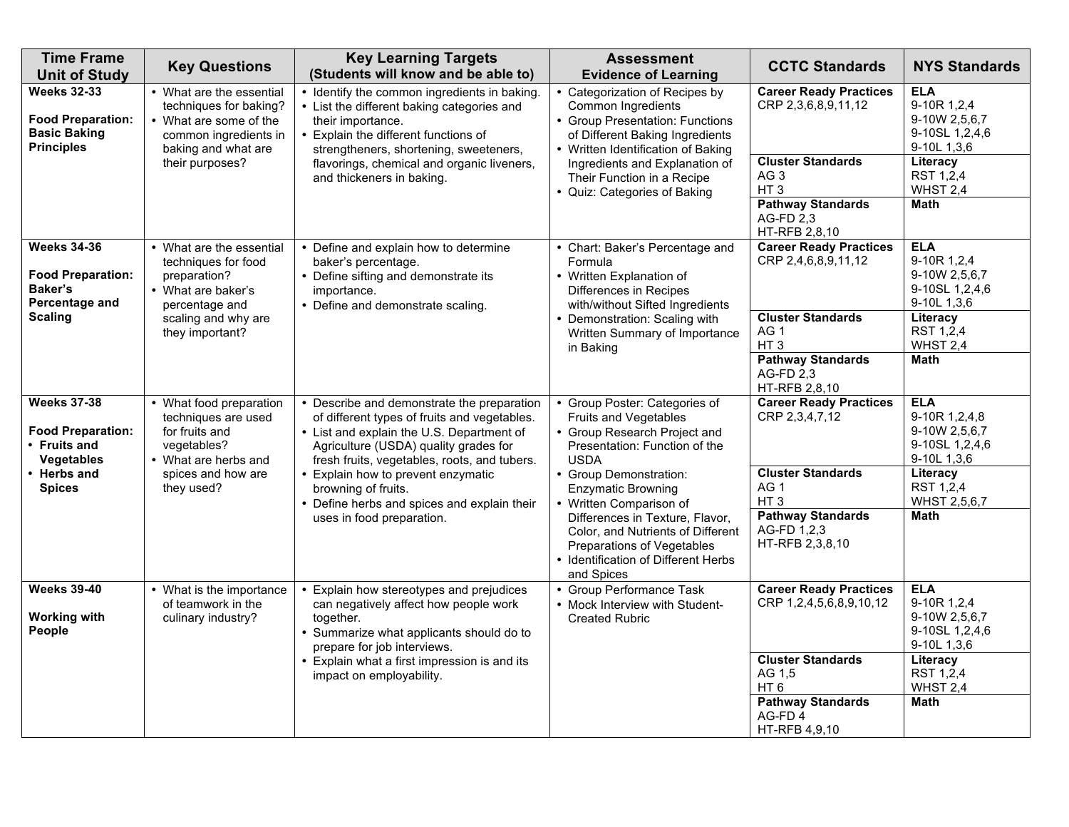| Time Frame Unit of Study | Key Questions | Key Learning Targets (Students will know and be able to) | Assessment Evidence of Learning | CCTC Standards | NYS Standards |
|---|---|---|---|---|---|
| **Weeks 32-33**<br><br>**Food Preparation: Basic Baking Principles** | • What are the essential techniques for baking?<br>• What are some of the common ingredients in baking and what are their purposes? | • Identify the common ingredients in baking.<br>• List the different baking categories and their importance.<br>• Explain the different functions of strengtheners, shortening, sweeteners, flavorings, chemical and organic liveners, and thickeners in baking. | • Categorization of Recipes by Common Ingredients<br>• Group Presentation: Functions of Different Baking Ingredients<br>• Written Identification of Baking Ingredients and Explanation of Their Function in a Recipe<br>• Quiz: Categories of Baking | **Career Ready Practices**<br>CRP 2,3,6,8,9,11,12<br><br>**Cluster Standards**<br>AG 3<br>HT 3<br><br>**Pathway Standards**<br>AG-FD 2,3<br>HT-RFB 2,8,10 | **ELA**<br>9-10R 1,2,4<br>9-10W 2,5,6,7<br>9-10SL 1,2,4,6<br>9-10L 1,3,6<br><br>**Literacy**<br>RST 1,2,4<br>WHST 2,4<br><br>**Math** |
| **Weeks 34-36**<br><br>**Food Preparation: Baker's Percentage and Scaling** | • What are the essential techniques for food preparation?<br>• What are baker's percentage and scaling and why are they important? | • Define and explain how to determine baker's percentage.<br>• Define sifting and demonstrate its importance.<br>• Define and demonstrate scaling. | • Chart: Baker's Percentage and Formula<br>• Written Explanation of Differences in Recipes with/without Sifted Ingredients<br>• Demonstration: Scaling with Written Summary of Importance in Baking | **Career Ready Practices**<br>CRP 2,4,6,8,9,11,12<br><br>**Cluster Standards**<br>AG 1<br>HT 3<br><br>**Pathway Standards**<br>AG-FD 2,3<br>HT-RFB 2,8,10 | **ELA**<br>9-10R 1,2,4<br>9-10W 2,5,6,7<br>9-10SL 1,2,4,6<br>9-10L 1,3,6<br><br>**Literacy**<br>RST 1,2,4<br>WHST 2,4<br><br>**Math** |
| **Weeks 37-38**<br><br>**Food Preparation:**<br>• **Fruits and Vegetables**<br>• **Herbs and Spices** | • What food preparation techniques are used for fruits and vegetables?<br>• What are herbs and spices and how are they used? | • Describe and demonstrate the preparation of different types of fruits and vegetables.<br>• List and explain the U.S. Department of Agriculture (USDA) quality grades for fresh fruits, vegetables, roots, and tubers.<br>• Explain how to prevent enzymatic browning of fruits.<br>• Define herbs and spices and explain their uses in food preparation. | • Group Poster: Categories of Fruits and Vegetables<br>• Group Research Project and Presentation: Function of the USDA<br>• Group Demonstration: Enzymatic Browning<br>• Written Comparison of Differences in Texture, Flavor, Color, and Nutrients of Different Preparations of Vegetables<br>• Identification of Different Herbs and Spices | **Career Ready Practices**<br>CRP 2,3,4,7,12<br><br>**Cluster Standards**<br>AG 1<br>HT 3<br><br>**Pathway Standards**<br>AG-FD 1,2,3<br>HT-RFB 2,3,8,10 | **ELA**<br>9-10R 1,2,4,8<br>9-10W 2,5,6,7<br>9-10SL 1,2,4,6<br>9-10L 1,3,6<br><br>**Literacy**<br>RST 1,2,4<br>WHST 2,5,6,7<br><br>**Math** |
| **Weeks 39-40**<br><br>**Working with People** | • What is the importance of teamwork in the culinary industry? | • Explain how stereotypes and prejudices can negatively affect how people work together.<br>• Summarize what applicants should do to prepare for job interviews.<br>• Explain what a first impression is and its impact on employability. | • Group Performance Task<br>• Mock Interview with Student-Created Rubric | **Career Ready Practices**<br>CRP 1,2,4,5,6,8,9,10,12<br><br>**Cluster Standards**<br>AG 1,5<br>HT 6<br><br>**Pathway Standards**<br>AG-FD 4<br>HT-RFB 4,9,10 | **ELA**<br>9-10R 1,2,4<br>9-10W 2,5,6,7<br>9-10SL 1,2,4,6<br>9-10L 1,3,6<br><br>**Literacy**<br>RST 1,2,4<br>WHST 2,4<br><br>**Math** |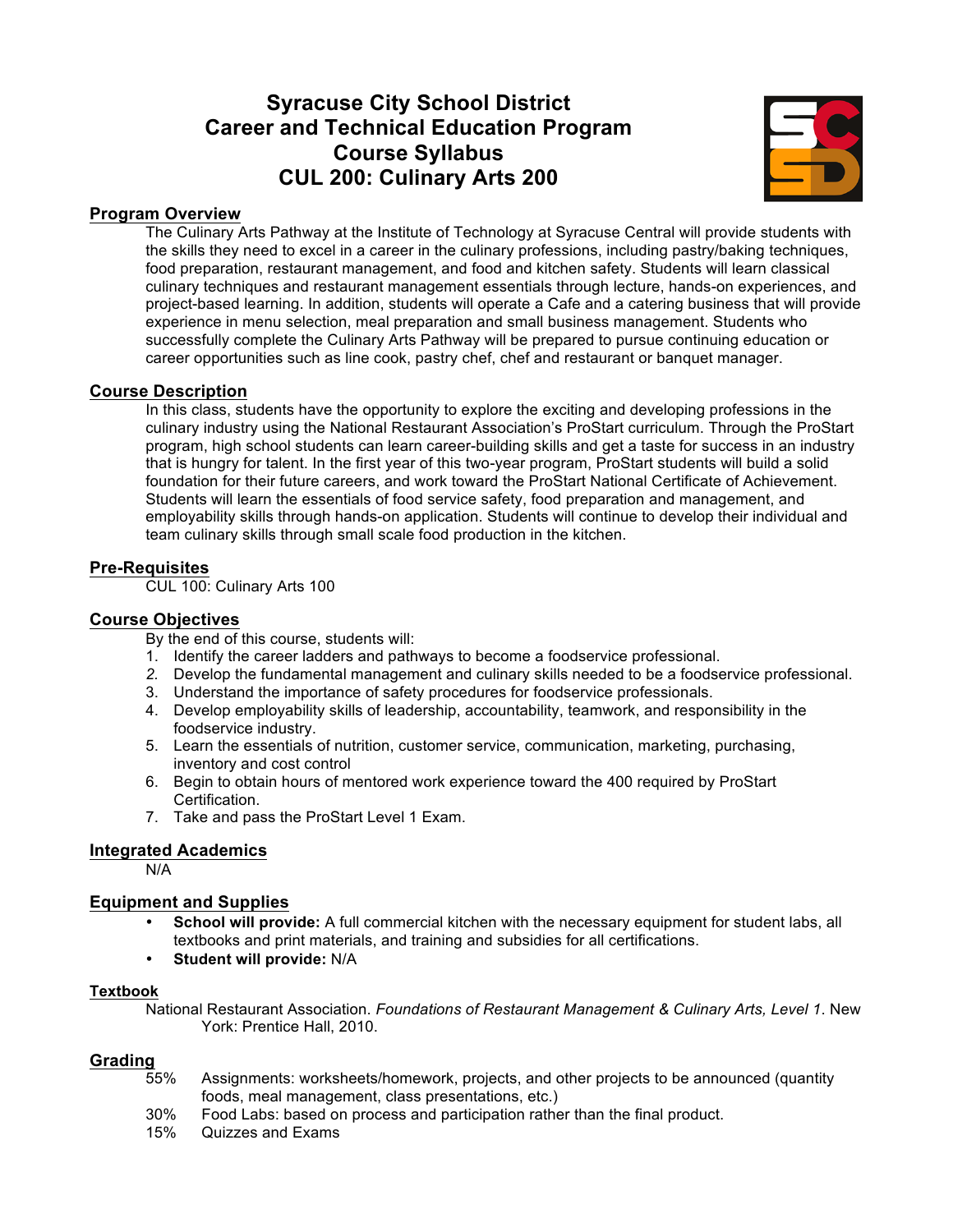# Syracuse City School District
# Career and Technical Education Program
# Course Syllabus
# CUL 200: Culinary Arts 200

## Program Overview

The Culinary Arts Pathway at the Institute of Technology at Syracuse Central will provide students with the skills they need to excel in a career in the culinary professions, including pastry/baking techniques, food preparation, restaurant management, and food and kitchen safety. Students will learn classical culinary techniques and restaurant management essentials through lecture, hands-on experiences, and project-based learning. In addition, students will operate a Cafe and a catering business that will provide experience in menu selection, meal preparation and small business management. Students who successfully complete the Culinary Arts Pathway will be prepared to pursue continuing education or career opportunities such as line cook, pastry chef, chef and restaurant or banquet manager.

## Course Description

In this class, students have the opportunity to explore the exciting and developing professions in the culinary industry using the National Restaurant Association's ProStart curriculum. Through the ProStart program, high school students can learn career-building skills and get a taste for success in an industry that is hungry for talent. In the first year of this two-year program, ProStart students will build a solid foundation for their future careers, and work toward the ProStart National Certificate of Achievement. Students will learn the essentials of food service safety, food preparation and management, and employability skills through hands-on application. Students will continue to develop their individual and team culinary skills through small scale food production in the kitchen.

## Pre-Requisites

CUL 100: Culinary Arts 100

## Course Objectives

By the end of this course, students will:

1. Identify the career ladders and pathways to become a foodservice professional.
2. Develop the fundamental management and culinary skills needed to be a foodservice professional.
3. Understand the importance of safety procedures for foodservice professionals.
4. Develop employability skills of leadership, accountability, teamwork, and responsibility in the foodservice industry.
5. Learn the essentials of nutrition, customer service, communication, marketing, purchasing, inventory and cost control
6. Begin to obtain hours of mentored work experience toward the 400 required by ProStart Certification.
7. Take and pass the ProStart Level 1 Exam.

## Integrated Academics

N/A

## Equipment and Supplies

- **School will provide:** A full commercial kitchen with the necessary equipment for student labs, all textbooks and print materials, and training and subsidies for all certifications.
- **Student will provide:** N/A

## Textbook

National Restaurant Association. *Foundations of Restaurant Management & Culinary Arts, Level 1*. New York: Prentice Hall, 2010.

## Grading

- 55% Assignments: worksheets/homework, projects, and other projects to be announced (quantity foods, meal management, class presentations, etc.)
- 30% Food Labs: based on process and participation rather than the final product.
- 15% Quizzes and Exams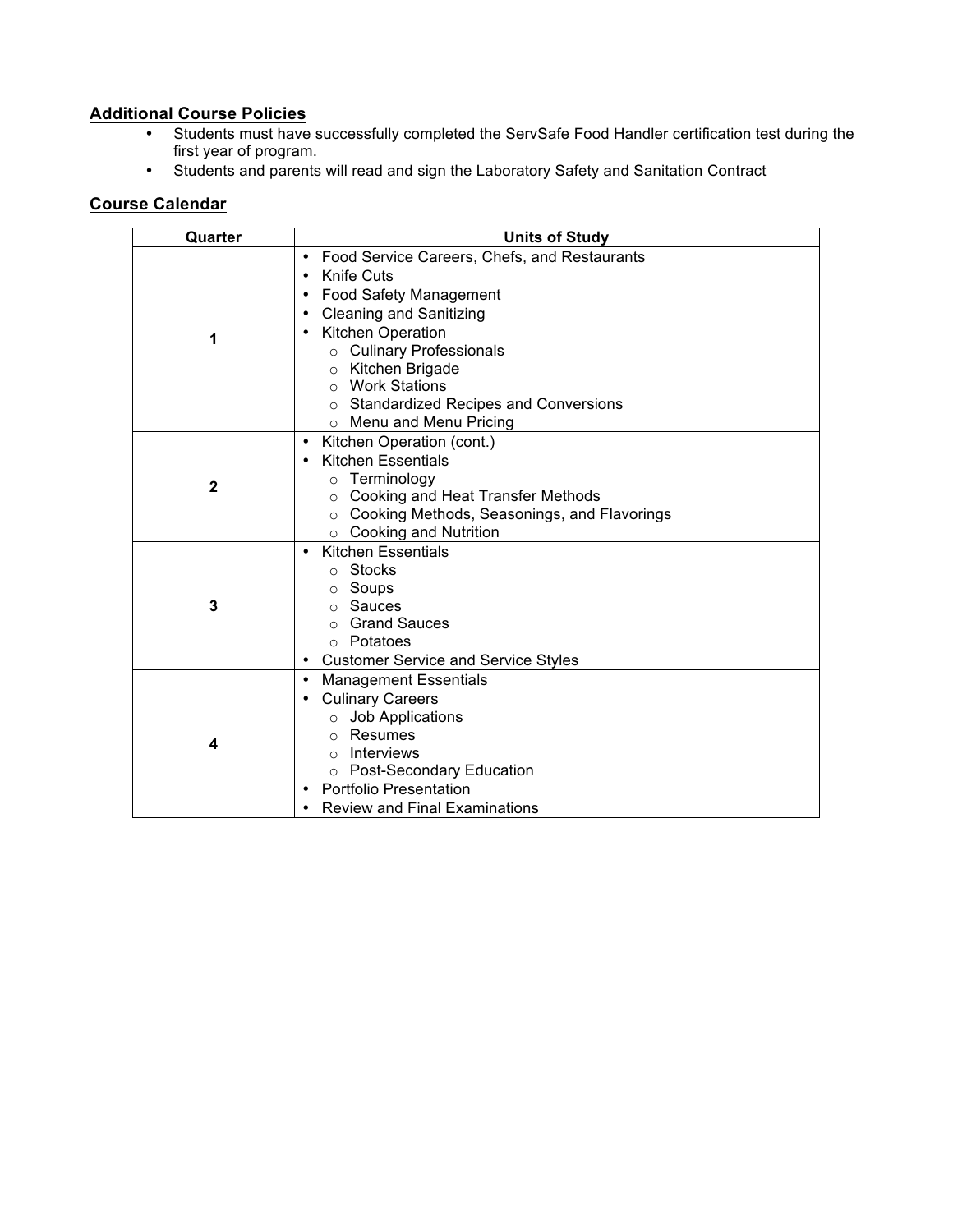## Additional Course Policies

- Students must have successfully completed the ServSafe Food Handler certification test during the first year of program.
- Students and parents will read and sign the Laboratory Safety and Sanitation Contract

## Course Calendar

| Quarter | Units of Study |
|---|---|
| **1** | • Food Service Careers, Chefs, and Restaurants<br>• Knife Cuts<br>• Food Safety Management<br>• Cleaning and Sanitizing<br>• Kitchen Operation<br>  ○ Culinary Professionals<br>  ○ Kitchen Brigade<br>  ○ Work Stations<br>  ○ Standardized Recipes and Conversions<br>  ○ Menu and Menu Pricing |
| **2** | • Kitchen Operation (cont.)<br>• Kitchen Essentials<br>  ○ Terminology<br>  ○ Cooking and Heat Transfer Methods<br>  ○ Cooking Methods, Seasonings, and Flavorings<br>  ○ Cooking and Nutrition |
| **3** | • Kitchen Essentials<br>  ○ Stocks<br>  ○ Soups<br>  ○ Sauces<br>  ○ Grand Sauces<br>  ○ Potatoes<br>• Customer Service and Service Styles |
| **4** | • Management Essentials<br>• Culinary Careers<br>  ○ Job Applications<br>  ○ Resumes<br>  ○ Interviews<br>  ○ Post-Secondary Education<br>• Portfolio Presentation<br>• Review and Final Examinations |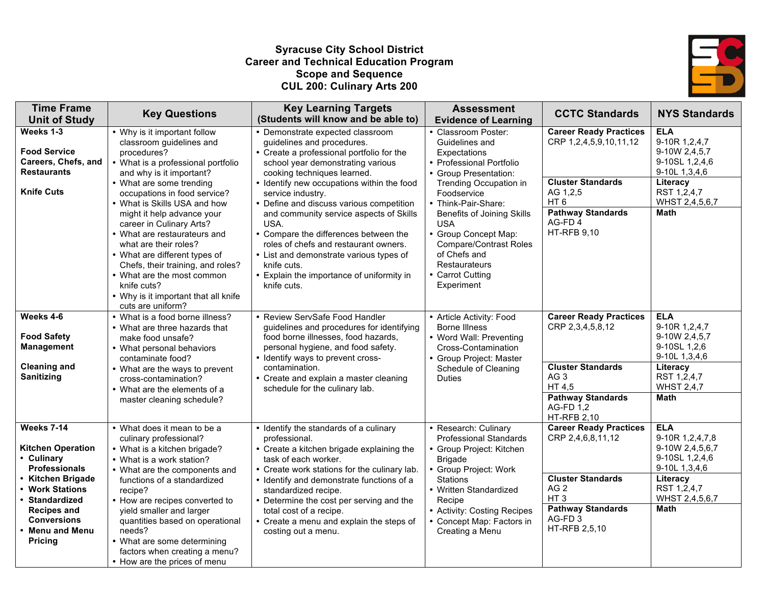**Syracuse City School District**
**Career and Technical Education Program**
**Scope and Sequence**
**CUL 200: Culinary Arts 200**

| Time Frame Unit of Study | Key Questions | Key Learning Targets (Students will know and be able to) | Assessment Evidence of Learning | CCTC Standards | NYS Standards |
|---|---|---|---|---|---|
| **Weeks 1-3**<br><br>**Food Service Careers, Chefs, and Restaurants**<br><br>**Knife Cuts** | • Why is it important follow classroom guidelines and procedures?<br>• What is a professional portfolio and why is it important?<br>• What are some trending occupations in food service?<br>• What is Skills USA and how might it help advance your career in Culinary Arts?<br>• What are restaurateurs and what are their roles?<br>• What are different types of Chefs, their training, and roles?<br>• What are the most common knife cuts?<br>• Why is it important that all knife cuts are uniform? | • Demonstrate expected classroom guidelines and procedures.<br>• Create a professional portfolio for the school year demonstrating various cooking techniques learned.<br>• Identify new occupations within the food service industry.<br>• Define and discuss various competition and community service aspects of Skills USA.<br>• Compare the differences between the roles of chefs and restaurant owners.<br>• List and demonstrate various types of knife cuts.<br>• Explain the importance of uniformity in knife cuts. | • Classroom Poster: Guidelines and Expectations<br>• Professional Portfolio<br>• Group Presentation: Trending Occupation in Foodservice<br>• Think-Pair-Share: Benefits of Joining Skills USA<br>• Group Concept Map: Compare/Contrast Roles of Chefs and Restaurateurs<br>• Carrot Cutting Experiment | **Career Ready Practices**<br>CRP 1,2,4,5,9,10,11,12<br><br>**Cluster Standards**<br>AG 1,2,5<br>HT 6<br><br>**Pathway Standards**<br>AG-FD 4<br>HT-RFB 9,10 | **ELA**<br>9-10R 1,2,4,7<br>9-10W 2,4,5,7<br>9-10SL 1,2,4,6<br>9-10L 1,3,4,6<br><br>**Literacy**<br>RST 1,2,4,7<br>WHST 2,4,5,6,7<br><br>**Math** |
| **Weeks 4-6**<br><br>**Food Safety Management**<br><br>**Cleaning and Sanitizing** | • What is a food borne illness?<br>• What are three hazards that make food unsafe?<br>• What personal behaviors contaminate food?<br>• What are the ways to prevent cross-contamination?<br>• What are the elements of a master cleaning schedule? | • Review ServSafe Food Handler guidelines and procedures for identifying food borne illnesses, food hazards, personal hygiene, and food safety.<br>• Identify ways to prevent cross-contamination.<br>• Create and explain a master cleaning schedule for the culinary lab. | • Article Activity: Food Borne Illness<br>• Word Wall: Preventing Cross-Contamination<br>• Group Project: Master Schedule of Cleaning Duties | **Career Ready Practices**<br>CRP 2,3,4,5,8,12<br><br>**Cluster Standards**<br>AG 3<br>HT 4,5<br><br>**Pathway Standards**<br>AG-FD 1,2<br>HT-RFB 2,10 | **ELA**<br>9-10R 1,2,4,7<br>9-10W 2,4,5,7<br>9-10SL 1,2,6<br>9-10L 1,3,4,6<br><br>**Literacy**<br>RST 1,2,4,7<br>WHST 2,4,7<br><br>**Math** |
| **Weeks 7-14**<br><br>**Kitchen Operation**<br>• **Culinary Professionals**<br>• **Kitchen Brigade**<br>• **Work Stations**<br>• **Standardized Recipes and Conversions**<br>• **Menu and Menu Pricing** | • What does it mean to be a culinary professional?<br>• What is a kitchen brigade?<br>• What is a work station?<br>• What are the components and functions of a standardized recipe?<br>• How are recipes converted to yield smaller and larger quantities based on operational needs?<br>• What are some determining factors when creating a menu?<br>• How are the prices of menu | • Identify the standards of a culinary professional.<br>• Create a kitchen brigade explaining the task of each worker.<br>• Create work stations for the culinary lab.<br>• Identify and demonstrate functions of a standardized recipe.<br>• Determine the cost per serving and the total cost of a recipe.<br>• Create a menu and explain the steps of costing out a menu. | • Research: Culinary Professional Standards<br>• Group Project: Kitchen Brigade<br>• Group Project: Work Stations<br>• Written Standardized Recipe<br>• Activity: Costing Recipes<br>• Concept Map: Factors in Creating a Menu | **Career Ready Practices**<br>CRP 2,4,6,8,11,12<br><br>**Cluster Standards**<br>AG 2<br>HT 3<br><br>**Pathway Standards**<br>AG-FD 3<br>HT-RFB 2,5,10 | **ELA**<br>9-10R 1,2,4,7,8<br>9-10W 2,4,5,6,7<br>9-10SL 1,2,4,6<br>9-10L 1,3,4,6<br><br>**Literacy**<br>RST 1,2,4,7<br>WHST 2,4,5,6,7<br><br>**Math** |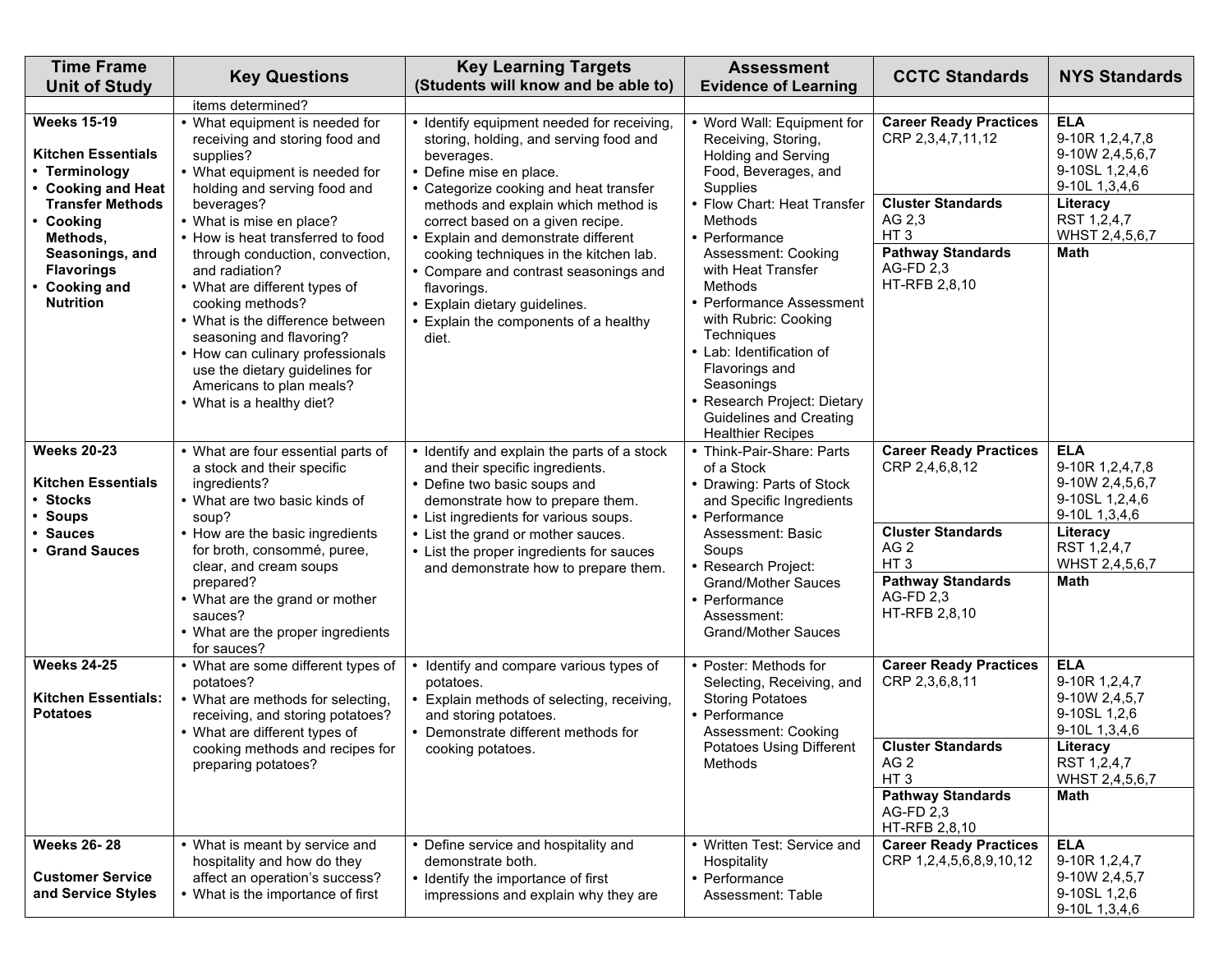| Time Frame Unit of Study | Key Questions | Key Learning Targets (Students will know and be able to) | Assessment Evidence of Learning | CCTC Standards | NYS Standards |
|---|---|---|---|---|---|
| | items determined? | | | | |
| **Weeks 15-19**<br><br>**Kitchen Essentials**<br>• **Terminology**<br>• **Cooking and Heat Transfer Methods**<br>• **Cooking Methods, Seasonings, and Flavorings**<br>• **Cooking and Nutrition** | • What equipment is needed for receiving and storing food and supplies?<br>• What equipment is needed for holding and serving food and beverages?<br>• What is mise en place?<br>• How is heat transferred to food through conduction, convection, and radiation?<br>• What are different types of cooking methods?<br>• What is the difference between seasoning and flavoring?<br>• How can culinary professionals use the dietary guidelines for Americans to plan meals?<br>• What is a healthy diet? | • Identify equipment needed for receiving, storing, holding, and serving food and beverages.<br>• Define mise en place.<br>• Categorize cooking and heat transfer methods and explain which method is correct based on a given recipe.<br>• Explain and demonstrate different cooking techniques in the kitchen lab.<br>• Compare and contrast seasonings and flavorings.<br>• Explain dietary guidelines.<br>• Explain the components of a healthy diet. | • Word Wall: Equipment for Receiving, Storing, Holding and Serving Food, Beverages, and Supplies<br>• Flow Chart: Heat Transfer Methods<br>• Performance Assessment: Cooking with Heat Transfer Methods<br>• Performance Assessment with Rubric: Cooking Techniques<br>• Lab: Identification of Flavorings and Seasonings<br>• Research Project: Dietary Guidelines and Creating Healthier Recipes | **Career Ready Practices**<br>CRP 2,3,4,7,11,12<br><br>**Cluster Standards**<br>AG 2,3<br>HT 3<br><br>**Pathway Standards**<br>AG-FD 2,3<br>HT-RFB 2,8,10 | **ELA**<br>9-10R 1,2,4,7,8<br>9-10W 2,4,5,6,7<br>9-10SL 1,2,4,6<br>9-10L 1,3,4,6<br><br>**Literacy**<br>RST 1,2,4,7<br>WHST 2,4,5,6,7<br><br>**Math** |
| **Weeks 20-23**<br><br>**Kitchen Essentials**<br>• **Stocks**<br>• **Soups**<br>• **Sauces**<br>• **Grand Sauces** | • What are four essential parts of a stock and their specific ingredients?<br>• What are two basic kinds of soup?<br>• How are the basic ingredients for broth, consommé, puree, clear, and cream soups prepared?<br>• What are the grand or mother sauces?<br>• What are the proper ingredients for sauces? | • Identify and explain the parts of a stock and their specific ingredients.<br>• Define two basic soups and demonstrate how to prepare them.<br>• List ingredients for various soups.<br>• List the grand or mother sauces.<br>• List the proper ingredients for sauces and demonstrate how to prepare them. | • Think-Pair-Share: Parts of a Stock<br>• Drawing: Parts of Stock and Specific Ingredients<br>• Performance Assessment: Basic Soups<br>• Research Project: Grand/Mother Sauces<br>• Performance Assessment: Grand/Mother Sauces | **Career Ready Practices**<br>CRP 2,4,6,8,12<br><br>**Cluster Standards**<br>AG 2<br>HT 3<br><br>**Pathway Standards**<br>AG-FD 2,3<br>HT-RFB 2,8,10 | **ELA**<br>9-10R 1,2,4,7,8<br>9-10W 2,4,5,6,7<br>9-10SL 1,2,4,6<br>9-10L 1,3,4,6<br><br>**Literacy**<br>RST 1,2,4,7<br>WHST 2,4,5,6,7<br><br>**Math** |
| **Weeks 24-25**<br><br>**Kitchen Essentials: Potatoes** | • What are some different types of potatoes?<br>• What are methods for selecting, receiving, and storing potatoes?<br>• What are different types of cooking methods and recipes for preparing potatoes? | • Identify and compare various types of potatoes.<br>• Explain methods of selecting, receiving, and storing potatoes.<br>• Demonstrate different methods for cooking potatoes. | • Poster: Methods for Selecting, Receiving, and Storing Potatoes<br>• Performance Assessment: Cooking Potatoes Using Different Methods | **Career Ready Practices**<br>CRP 2,3,6,8,11<br><br>**Cluster Standards**<br>AG 2<br>HT 3<br><br>**Pathway Standards**<br>AG-FD 2,3<br>HT-RFB 2,8,10 | **ELA**<br>9-10R 1,2,4,7<br>9-10W 2,4,5,7<br>9-10SL 1,2,6<br>9-10L 1,3,4,6<br><br>**Literacy**<br>RST 1,2,4,7<br>WHST 2,4,5,6,7<br><br>**Math** |
| **Weeks 26- 28**<br><br>**Customer Service and Service Styles** | • What is meant by service and hospitality and how do they affect an operation's success?<br>• What is the importance of first | • Define service and hospitality and demonstrate both.<br>• Identify the importance of first impressions and explain why they are | • Written Test: Service and Hospitality<br>• Performance Assessment: Table | **Career Ready Practices**<br>CRP 1,2,4,5,6,8,9,10,12 | **ELA**<br>9-10R 1,2,4,7<br>9-10W 2,4,5,7<br>9-10SL 1,2,6<br>9-10L 1,3,4,6 |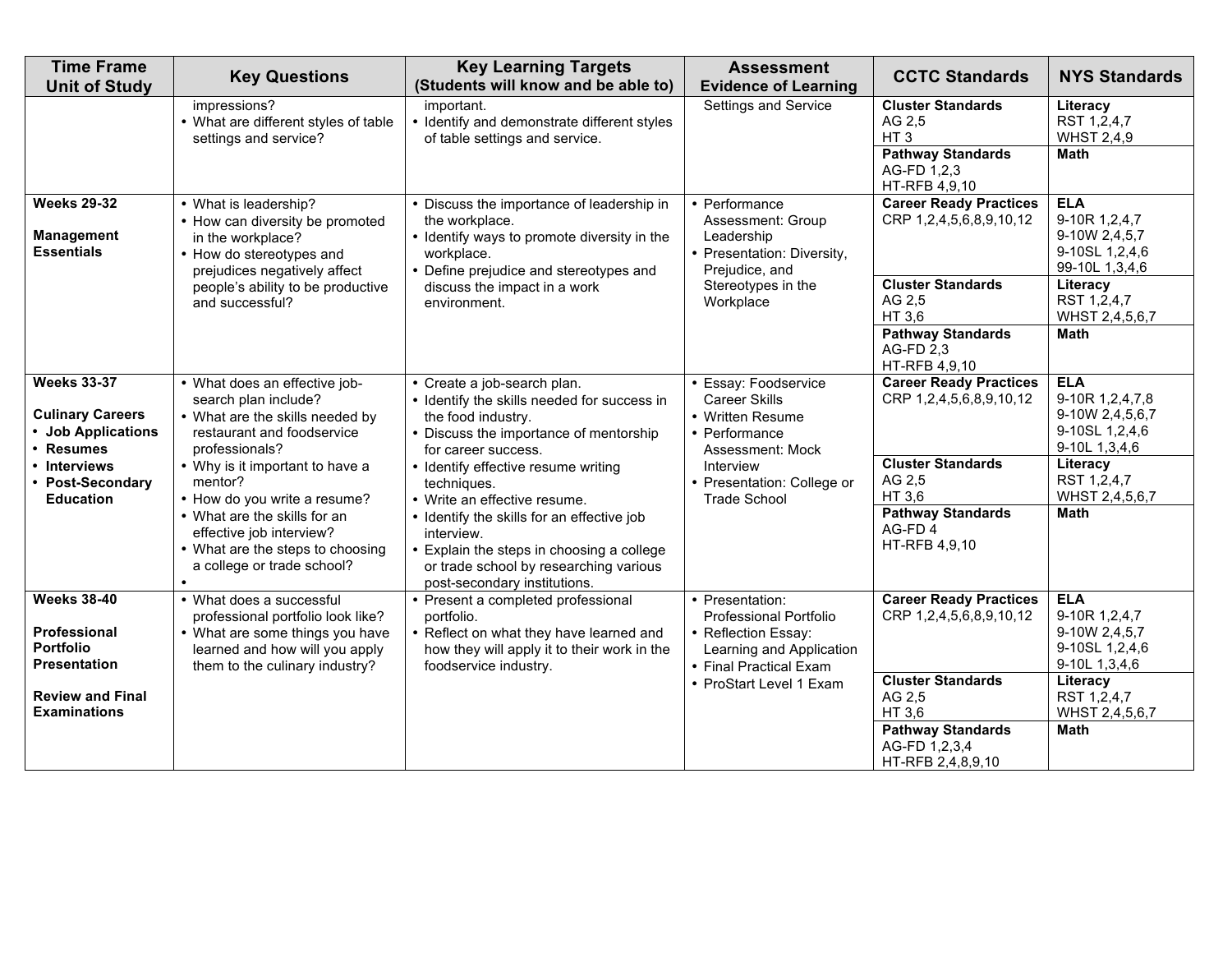| Time Frame<br>Unit of Study | Key Questions | Key Learning Targets<br>(Students will know and be able to) | Assessment<br>Evidence of Learning | CCTC Standards | NYS Standards |
|---|---|---|---|---|---|
| | impressions?<br>• What are different styles of table settings and service? | important.<br>• Identify and demonstrate different styles of table settings and service. | Settings and Service | **Cluster Standards**<br>AG 2,5<br>HT 3 | **Literacy**<br>RST 1,2,4,7<br>WHST 2,4,9 |
| | | | | **Pathway Standards**<br>AG-FD 1,2,3<br>HT-RFB 4,9,10 | **Math** |
| **Weeks 29-32**<br><br>**Management Essentials** | • What is leadership?<br>• How can diversity be promoted in the workplace?<br>• How do stereotypes and prejudices negatively affect people's ability to be productive and successful? | • Discuss the importance of leadership in the workplace.<br>• Identify ways to promote diversity in the workplace.<br>• Define prejudice and stereotypes and discuss the impact in a work environment. | • Performance Assessment: Group Leadership<br>• Presentation: Diversity, Prejudice, and Stereotypes in the Workplace | **Career Ready Practices**<br>CRP 1,2,4,5,6,8,9,10,12 | **ELA**<br>9-10R 1,2,4,7<br>9-10W 2,4,5,7<br>9-10SL 1,2,4,6<br>99-10L 1,3,4,6 |
| | | | | **Cluster Standards**<br>AG 2,5<br>HT 3,6 | **Literacy**<br>RST 1,2,4,7<br>WHST 2,4,5,6,7 |
| | | | | **Pathway Standards**<br>AG-FD 2,3<br>HT-RFB 4,9,10 | **Math** |
| **Weeks 33-37**<br><br>**Culinary Careers**<br>• **Job Applications**<br>• **Resumes**<br>• **Interviews**<br>• **Post-Secondary Education** | • What does an effective job-search plan include?<br>• What are the skills needed by restaurant and foodservice professionals?<br>• Why is it important to have a mentor?<br>• How do you write a resume?<br>• What are the skills for an effective job interview?<br>• What are the steps to choosing a college or trade school?<br>• | • Create a job-search plan.<br>• Identify the skills needed for success in the food industry.<br>• Discuss the importance of mentorship for career success.<br>• Identify effective resume writing techniques.<br>• Write an effective resume.<br>• Identify the skills for an effective job interview.<br>• Explain the steps in choosing a college or trade school by researching various post-secondary institutions. | • Essay: Foodservice Career Skills<br>• Written Resume<br>• Performance Assessment: Mock Interview<br>• Presentation: College or Trade School | **Career Ready Practices**<br>CRP 1,2,4,5,6,8,9,10,12 | **ELA**<br>9-10R 1,2,4,7,8<br>9-10W 2,4,5,6,7<br>9-10SL 1,2,4,6<br>9-10L 1,3,4,6 |
| | | | | **Cluster Standards**<br>AG 2,5<br>HT 3,6 | **Literacy**<br>RST 1,2,4,7<br>WHST 2,4,5,6,7 |
| | | | | **Pathway Standards**<br>AG-FD 4<br>HT-RFB 4,9,10 | **Math** |
| **Weeks 38-40**<br><br>**Professional Portfolio Presentation**<br><br>**Review and Final Examinations** | • What does a successful professional portfolio look like?<br>• What are some things you have learned and how will you apply them to the culinary industry? | • Present a completed professional portfolio.<br>• Reflect on what they have learned and how they will apply it to their work in the foodservice industry. | • Presentation: Professional Portfolio<br>• Reflection Essay: Learning and Application<br>• Final Practical Exam<br>• ProStart Level 1 Exam | **Career Ready Practices**<br>CRP 1,2,4,5,6,8,9,10,12 | **ELA**<br>9-10R 1,2,4,7<br>9-10W 2,4,5,7<br>9-10SL 1,2,4,6<br>9-10L 1,3,4,6 |
| | | | | **Cluster Standards**<br>AG 2,5<br>HT 3,6 | **Literacy**<br>RST 1,2,4,7<br>WHST 2,4,5,6,7 |
| | | | | **Pathway Standards**<br>AG-FD 1,2,3,4<br>HT-RFB 2,4,8,9,10 | **Math** |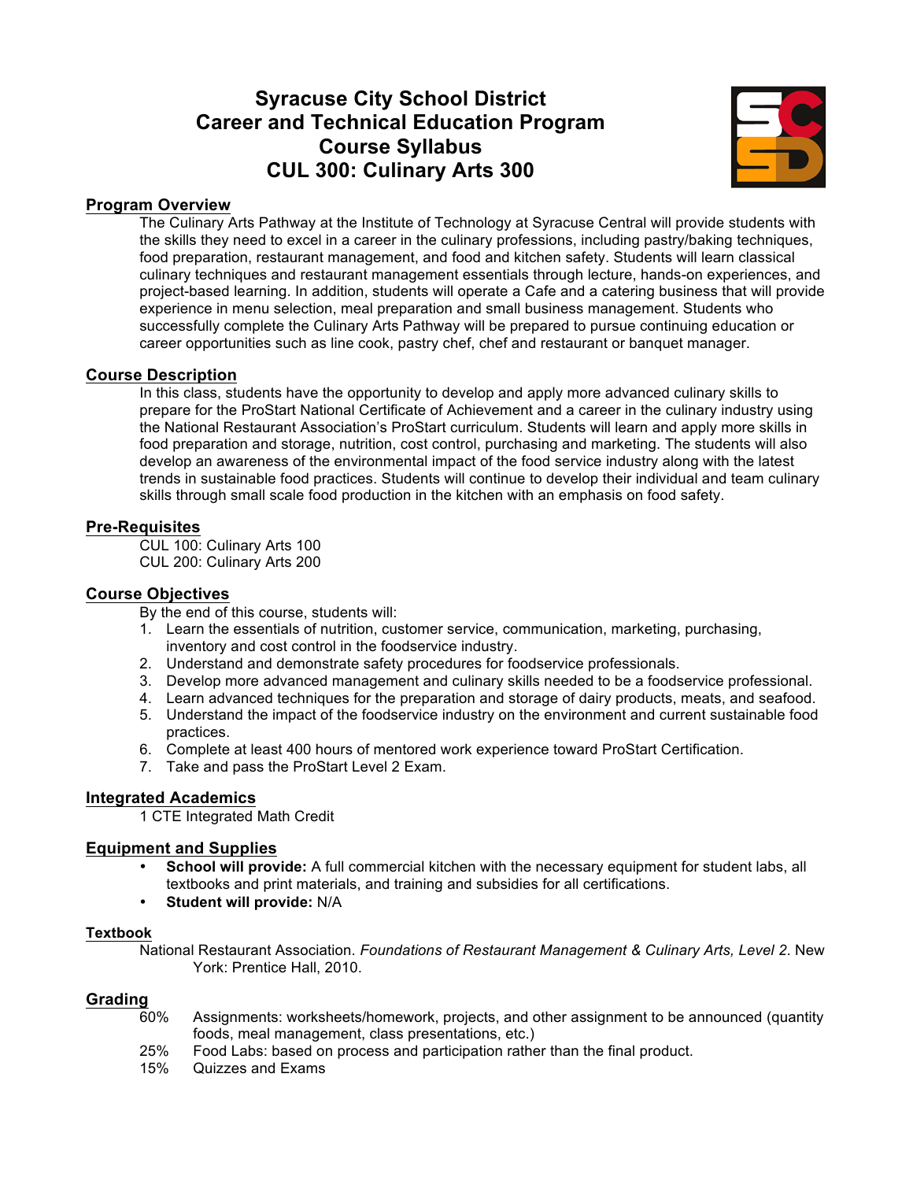# Syracuse City School District
# Career and Technical Education Program
# Course Syllabus
# CUL 300: Culinary Arts 300

## Program Overview

The Culinary Arts Pathway at the Institute of Technology at Syracuse Central will provide students with the skills they need to excel in a career in the culinary professions, including pastry/baking techniques, food preparation, restaurant management, and food and kitchen safety. Students will learn classical culinary techniques and restaurant management essentials through lecture, hands-on experiences, and project-based learning. In addition, students will operate a Cafe and a catering business that will provide experience in menu selection, meal preparation and small business management. Students who successfully complete the Culinary Arts Pathway will be prepared to pursue continuing education or career opportunities such as line cook, pastry chef, chef and restaurant or banquet manager.

## Course Description

In this class, students have the opportunity to develop and apply more advanced culinary skills to prepare for the ProStart National Certificate of Achievement and a career in the culinary industry using the National Restaurant Association's ProStart curriculum. Students will learn and apply more skills in food preparation and storage, nutrition, cost control, purchasing and marketing. The students will also develop an awareness of the environmental impact of the food service industry along with the latest trends in sustainable food practices. Students will continue to develop their individual and team culinary skills through small scale food production in the kitchen with an emphasis on food safety.

## Pre-Requisites

CUL 100: Culinary Arts 100
CUL 200: Culinary Arts 200

## Course Objectives

By the end of this course, students will:

1. Learn the essentials of nutrition, customer service, communication, marketing, purchasing, inventory and cost control in the foodservice industry.
2. Understand and demonstrate safety procedures for foodservice professionals.
3. Develop more advanced management and culinary skills needed to be a foodservice professional.
4. Learn advanced techniques for the preparation and storage of dairy products, meats, and seafood.
5. Understand the impact of the foodservice industry on the environment and current sustainable food practices.
6. Complete at least 400 hours of mentored work experience toward ProStart Certification.
7. Take and pass the ProStart Level 2 Exam.

## Integrated Academics

1 CTE Integrated Math Credit

## Equipment and Supplies

- **School will provide:** A full commercial kitchen with the necessary equipment for student labs, all textbooks and print materials, and training and subsidies for all certifications.
- **Student will provide:** N/A

## Textbook

National Restaurant Association. *Foundations of Restaurant Management & Culinary Arts, Level 2*. New York: Prentice Hall, 2010.

## Grading

60% Assignments: worksheets/homework, projects, and other assignment to be announced (quantity foods, meal management, class presentations, etc.)
25% Food Labs: based on process and participation rather than the final product.
15% Quizzes and Exams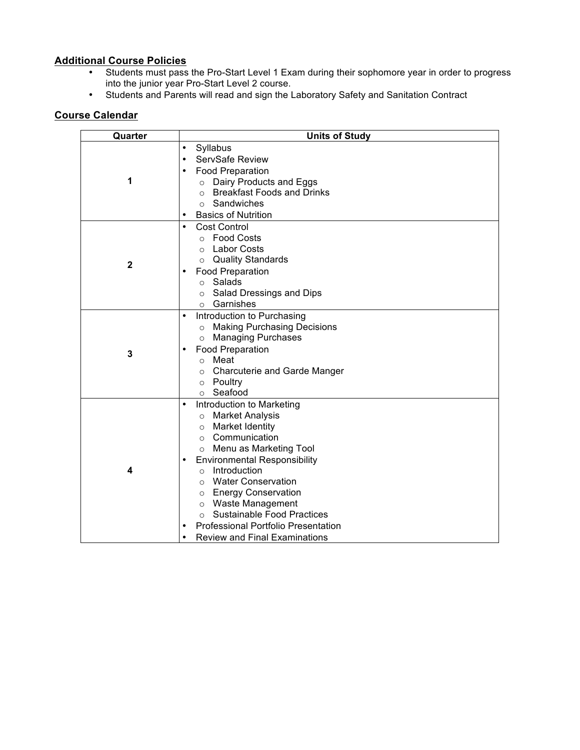## Additional Course Policies

- Students must pass the Pro-Start Level 1 Exam during their sophomore year in order to progress into the junior year Pro-Start Level 2 course.
- Students and Parents will read and sign the Laboratory Safety and Sanitation Contract

## Course Calendar

| Quarter | Units of Study |
|---|---|
| 1 | • Syllabus<br>• ServSafe Review<br>• Food Preparation<br>  ○ Dairy Products and Eggs<br>  ○ Breakfast Foods and Drinks<br>  ○ Sandwiches<br>• Basics of Nutrition |
| 2 | • Cost Control<br>  ○ Food Costs<br>  ○ Labor Costs<br>  ○ Quality Standards<br>• Food Preparation<br>  ○ Salads<br>  ○ Salad Dressings and Dips<br>  ○ Garnishes |
| 3 | • Introduction to Purchasing<br>  ○ Making Purchasing Decisions<br>  ○ Managing Purchases<br>• Food Preparation<br>  ○ Meat<br>  ○ Charcuterie and Garde Manger<br>  ○ Poultry<br>  ○ Seafood |
| 4 | • Introduction to Marketing<br>  ○ Market Analysis<br>  ○ Market Identity<br>  ○ Communication<br>  ○ Menu as Marketing Tool<br>• Environmental Responsibility<br>  ○ Introduction<br>  ○ Water Conservation<br>  ○ Energy Conservation<br>  ○ Waste Management<br>  ○ Sustainable Food Practices<br>• Professional Portfolio Presentation<br>• Review and Final Examinations |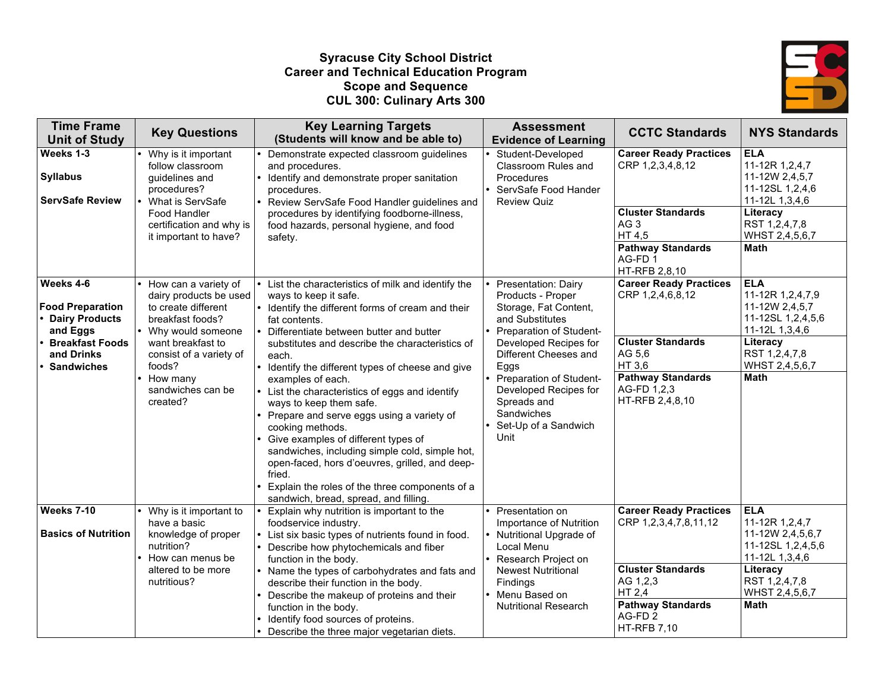# Syracuse City School District
## Career and Technical Education Program
## Scope and Sequence
## CUL 300: Culinary Arts 300

| Time Frame Unit of Study | Key Questions | Key Learning Targets (Students will know and be able to) | Assessment Evidence of Learning | CCTC Standards | NYS Standards |
|---|---|---|---|---|---|
| **Weeks 1-3**<br><br>**Syllabus**<br><br>**ServSafe Review** | • Why is it important follow classroom guidelines and procedures?<br>• What is ServSafe Food Handler certification and why is it important to have? | • Demonstrate expected classroom guidelines and procedures.<br>• Identify and demonstrate proper sanitation procedures.<br>• Review ServSafe Food Handler guidelines and procedures by identifying foodborne-illness, food hazards, personal hygiene, and food safety. | • Student-Developed Classroom Rules and Procedures<br>• ServSafe Food Hander Review Quiz | **Career Ready Practices**<br>CRP 1,2,3,4,8,12<br><br>**Cluster Standards**<br>AG 3<br>HT 4,5<br><br>**Pathway Standards**<br>AG-FD 1<br>HT-RFB 2,8,10 | **ELA**<br>11-12R 1,2,4,7<br>11-12W 2,4,5,7<br>11-12SL 1,2,4,6<br>11-12L 1,3,4,6<br><br>**Literacy**<br>RST 1,2,4,7,8<br>WHST 2,4,5,6,7<br><br>**Math** |
| **Weeks 4-6**<br><br>**Food Preparation**<br>• **Dairy Products and Eggs**<br>• **Breakfast Foods and Drinks**<br>• **Sandwiches** | • How can a variety of dairy products be used to create different breakfast foods?<br>• Why would someone want breakfast to consist of a variety of foods?<br>• How many sandwiches can be created? | • List the characteristics of milk and identify the ways to keep it safe.<br>• Identify the different forms of cream and their fat contents.<br>• Differentiate between butter and butter substitutes and describe the characteristics of each.<br>• Identify the different types of cheese and give examples of each.<br>• List the characteristics of eggs and identify ways to keep them safe.<br>• Prepare and serve eggs using a variety of cooking methods.<br>• Give examples of different types of sandwiches, including simple cold, simple hot, open-faced, hors d'oeuvres, grilled, and deep-fried.<br>• Explain the roles of the three components of a sandwich, bread, spread, and filling. | • Presentation: Dairy Products - Proper Storage, Fat Content, and Substitutes<br>• Preparation of Student-Developed Recipes for Different Cheeses and Eggs<br>• Preparation of Student-Developed Recipes for Spreads and Sandwiches<br>• Set-Up of a Sandwich Unit | **Career Ready Practices**<br>CRP 1,2,4,6,8,12<br><br>**Cluster Standards**<br>AG 5,6<br>HT 3,6<br><br>**Pathway Standards**<br>AG-FD 1,2,3<br>HT-RFB 2,4,8,10 | **ELA**<br>11-12R 1,2,4,7,9<br>11-12W 2,4,5,7<br>11-12SL 1,2,4,5,6<br>11-12L 1,3,4,6<br><br>**Literacy**<br>RST 1,2,4,7,8<br>WHST 2,4,5,6,7<br><br>**Math** |
| **Weeks 7-10**<br><br>**Basics of Nutrition** | • Why is it important to have a basic knowledge of proper nutrition?<br>• How can menus be altered to be more nutritious? | • Explain why nutrition is important to the foodservice industry.<br>• List six basic types of nutrients found in food.<br>• Describe how phytochemicals and fiber function in the body.<br>• Name the types of carbohydrates and fats and describe their function in the body.<br>• Describe the makeup of proteins and their function in the body.<br>• Identify food sources of proteins.<br>• Describe the three major vegetarian diets. | • Presentation on Importance of Nutrition<br>• Nutritional Upgrade of Local Menu<br>• Research Project on Newest Nutritional Findings<br>• Menu Based on Nutritional Research | **Career Ready Practices**<br>CRP 1,2,3,4,7,8,11,12<br><br>**Cluster Standards**<br>AG 1,2,3<br>HT 2,4<br><br>**Pathway Standards**<br>AG-FD 2<br>HT-RFB 7,10 | **ELA**<br>11-12R 1,2,4,7<br>11-12W 2,4,5,6,7<br>11-12SL 1,2,4,5,6<br>11-12L 1,3,4,6<br><br>**Literacy**<br>RST 1,2,4,7,8<br>WHST 2,4,5,6,7<br><br>**Math** |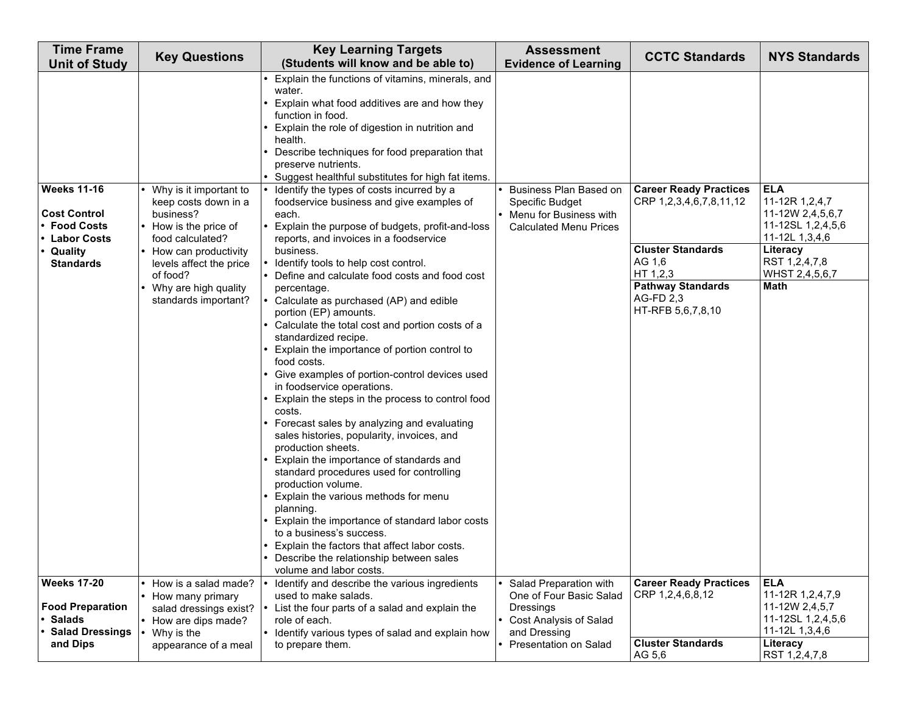| Time Frame Unit of Study | Key Questions | Key Learning Targets (Students will know and be able to) | Assessment Evidence of Learning | CCTC Standards | NYS Standards |
|---|---|---|---|---|---|
| | | • Explain the functions of vitamins, minerals, and water.<br>• Explain what food additives are and how they function in food.<br>• Explain the role of digestion in nutrition and health.<br>• Describe techniques for food preparation that preserve nutrients.<br>• Suggest healthful substitutes for high fat items. | | | |
| **Weeks 11-16**<br><br>**Cost Control**<br>• **Food Costs**<br>• **Labor Costs**<br>• **Quality Standards** | • Why is it important to keep costs down in a business?<br>• How is the price of food calculated?<br>• How can productivity levels affect the price of food?<br>• Why are high quality standards important? | • Identify the types of costs incurred by a foodservice business and give examples of each.<br>• Explain the purpose of budgets, profit-and-loss reports, and invoices in a foodservice business.<br>• Identify tools to help cost control.<br>• Define and calculate food costs and food cost percentage.<br>• Calculate as purchased (AP) and edible portion (EP) amounts.<br>• Calculate the total cost and portion costs of a standardized recipe.<br>• Explain the importance of portion control to food costs.<br>• Give examples of portion-control devices used in foodservice operations.<br>• Explain the steps in the process to control food costs.<br>• Forecast sales by analyzing and evaluating sales histories, popularity, invoices, and production sheets.<br>• Explain the importance of standards and standard procedures used for controlling production volume.<br>• Explain the various methods for menu planning.<br>• Explain the importance of standard labor costs to a business's success.<br>• Explain the factors that affect labor costs.<br>• Describe the relationship between sales volume and labor costs. | • Business Plan Based on Specific Budget<br>• Menu for Business with Calculated Menu Prices | **Career Ready Practices**<br>CRP 1,2,3,4,6,7,8,11,12<br><br>**Cluster Standards**<br>AG 1,6<br>HT 1,2,3<br><br>**Pathway Standards**<br>AG-FD 2,3<br>HT-RFB 5,6,7,8,10 | **ELA**<br>11-12R 1,2,4,7<br>11-12W 2,4,5,6,7<br>11-12SL 1,2,4,5,6<br>11-12L 1,3,4,6<br><br>**Literacy**<br>RST 1,2,4,7,8<br>WHST 2,4,5,6,7<br><br>**Math** |
| **Weeks 17-20**<br><br>**Food Preparation**<br>• **Salads**<br>• **Salad Dressings and Dips** | • How is a salad made?<br>• How many primary salad dressings exist?<br>• How are dips made?<br>• Why is the appearance of a meal | • Identify and describe the various ingredients used to make salads.<br>• List the four parts of a salad and explain the role of each.<br>• Identify various types of salad and explain how to prepare them. | • Salad Preparation with One of Four Basic Salad Dressings<br>• Cost Analysis of Salad and Dressing<br>• Presentation on Salad | **Career Ready Practices**<br>CRP 1,2,4,6,8,12<br><br>**Cluster Standards**<br>AG 5,6 | **ELA**<br>11-12R 1,2,4,7,9<br>11-12W 2,4,5,7<br>11-12SL 1,2,4,5,6<br>11-12L 1,3,4,6<br><br>**Literacy**<br>RST 1,2,4,7,8 |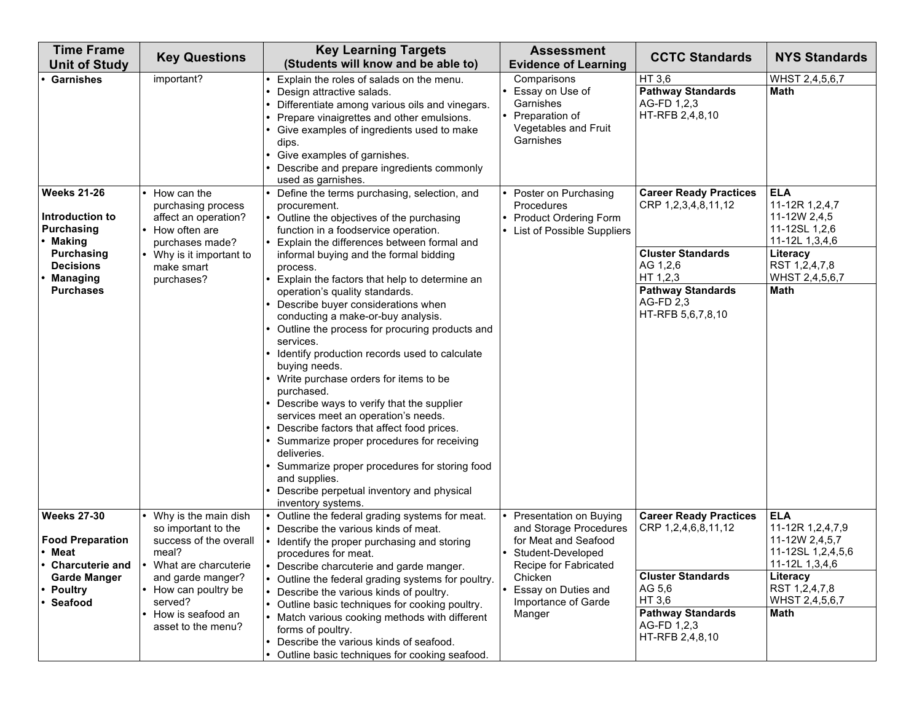| Time Frame Unit of Study | Key Questions | Key Learning Targets (Students will know and be able to) | Assessment Evidence of Learning | CCTC Standards | NYS Standards |
|---|---|---|---|---|---|
| • Garnishes | important? | • Explain the roles of salads on the menu.<br>• Design attractive salads.<br>• Differentiate among various oils and vinegars.<br>• Prepare vinaigrettes and other emulsions.<br>• Give examples of ingredients used to make dips.<br>• Give examples of garnishes.<br>• Describe and prepare ingredients commonly used as garnishes. | Comparisons<br>• Essay on Use of Garnishes<br>• Preparation of Vegetables and Fruit Garnishes | HT 3,6<br>**Pathway Standards**<br>AG-FD 1,2,3<br>HT-RFB 2,4,8,10 | WHST 2,4,5,6,7<br>**Math** |
| **Weeks 21-26**<br><br>**Introduction to Purchasing**<br>• **Making Purchasing Decisions**<br>• **Managing Purchases** | • How can the purchasing process affect an operation?<br>• How often are purchases made?<br>• Why is it important to make smart purchases? | • Define the terms purchasing, selection, and procurement.<br>• Outline the objectives of the purchasing function in a foodservice operation.<br>• Explain the differences between formal and informal buying and the formal bidding process.<br>• Explain the factors that help to determine an operation's quality standards.<br>• Describe buyer considerations when conducting a make-or-buy analysis.<br>• Outline the process for procuring products and services.<br>• Identify production records used to calculate buying needs.<br>• Write purchase orders for items to be purchased.<br>• Describe ways to verify that the supplier services meet an operation's needs.<br>• Describe factors that affect food prices.<br>• Summarize proper procedures for receiving deliveries.<br>• Summarize proper procedures for storing food and supplies.<br>• Describe perpetual inventory and physical inventory systems. | • Poster on Purchasing Procedures<br>• Product Ordering Form<br>• List of Possible Suppliers | **Career Ready Practices**<br>CRP 1,2,3,4,8,11,12<br>**Cluster Standards**<br>AG 1,2,6<br>HT 1,2,3<br>**Pathway Standards**<br>AG-FD 2,3<br>HT-RFB 5,6,7,8,10 | **ELA**<br>11-12R 1,2,4,7<br>11-12W 2,4,5<br>11-12SL 1,2,6<br>11-12L 1,3,4,6<br>**Literacy**<br>RST 1,2,4,7,8<br>WHST 2,4,5,6,7<br>**Math** |
| **Weeks 27-30**<br><br>**Food Preparation**<br>• **Meat**<br>• **Charcuterie and Garde Manger**<br>• **Poultry**<br>• **Seafood** | • Why is the main dish so important to the success of the overall meal?<br>• What are charcuterie and garde manger?<br>• How can poultry be served?<br>• How is seafood an asset to the menu? | • Outline the federal grading systems for meat.<br>• Describe the various kinds of meat.<br>• Identify the proper purchasing and storing procedures for meat.<br>• Describe charcuterie and garde manger.<br>• Outline the federal grading systems for poultry.<br>• Describe the various kinds of poultry.<br>• Outline basic techniques for cooking poultry.<br>• Match various cooking methods with different forms of poultry.<br>• Describe the various kinds of seafood.<br>• Outline basic techniques for cooking seafood. | • Presentation on Buying and Storage Procedures for Meat and Seafood<br>• Student-Developed Recipe for Fabricated Chicken<br>• Essay on Duties and Importance of Garde Manger | **Career Ready Practices**<br>CRP 1,2,4,6,8,11,12<br>**Cluster Standards**<br>AG 5,6<br>HT 3,6<br>**Pathway Standards**<br>AG-FD 1,2,3<br>HT-RFB 2,4,8,10 | **ELA**<br>11-12R 1,2,4,7,9<br>11-12W 2,4,5,7<br>11-12SL 1,2,4,5,6<br>11-12L 1,3,4,6<br>**Literacy**<br>RST 1,2,4,7,8<br>WHST 2,4,5,6,7<br>**Math** |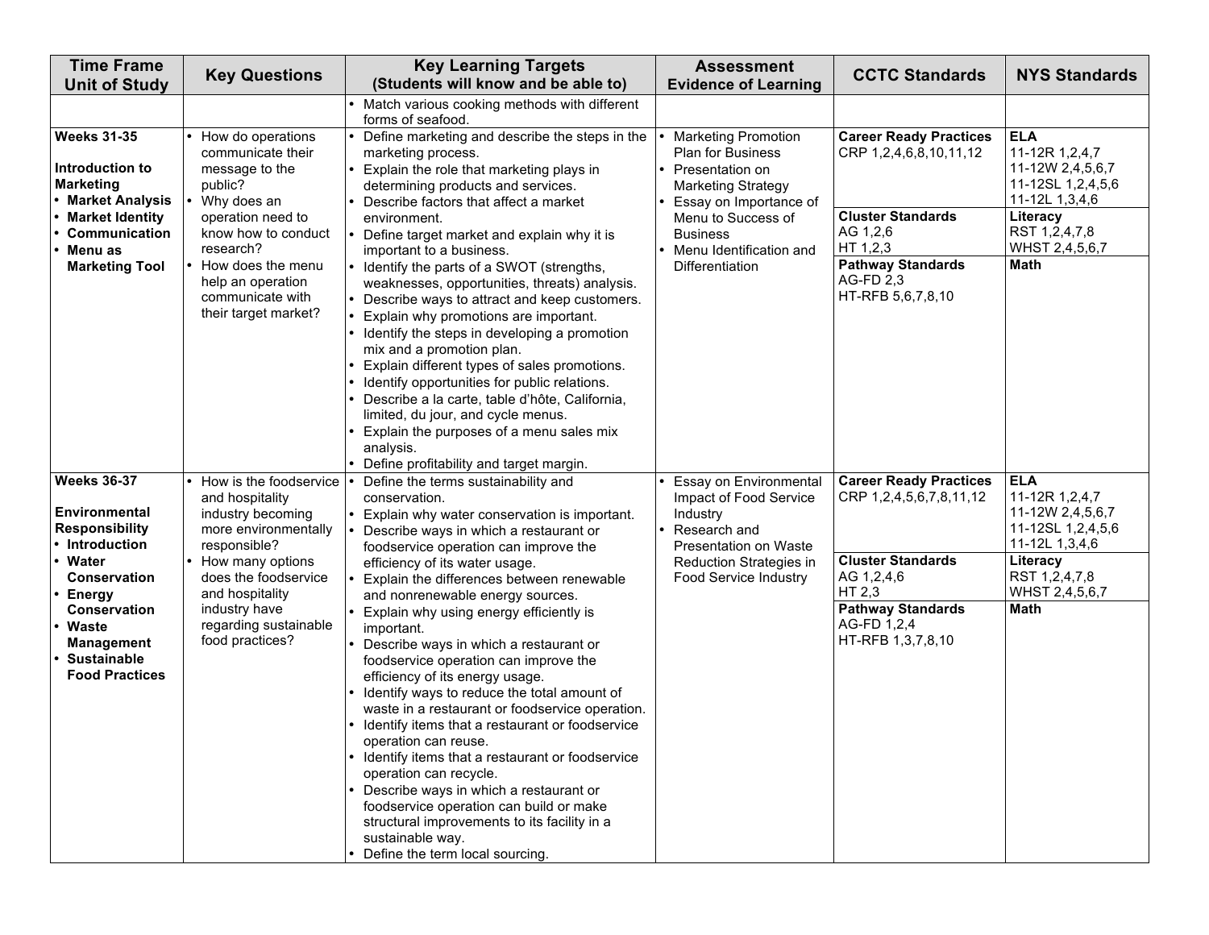| Time Frame Unit of Study | Key Questions | Key Learning Targets (Students will know and be able to) | Assessment Evidence of Learning | CCTC Standards | NYS Standards |
|---|---|---|---|---|---|
| | | • Match various cooking methods with different forms of seafood. | | | |
| **Weeks 31-35**<br><br>**Introduction to Marketing**<br>• **Market Analysis**<br>• **Market Identity**<br>• **Communication**<br>• **Menu as Marketing Tool** | • How do operations communicate their message to the public?<br>• Why does an operation need to know how to conduct research?<br>• How does the menu help an operation communicate with their target market? | • Define marketing and describe the steps in the marketing process.<br>• Explain the role that marketing plays in determining products and services.<br>• Describe factors that affect a market environment.<br>• Define target market and explain why it is important to a business.<br>• Identify the parts of a SWOT (strengths, weaknesses, opportunities, threats) analysis.<br>• Describe ways to attract and keep customers.<br>• Explain why promotions are important.<br>• Identify the steps in developing a promotion mix and a promotion plan.<br>• Explain different types of sales promotions.<br>• Identify opportunities for public relations.<br>• Describe a la carte, table d'hôte, California, limited, du jour, and cycle menus.<br>• Explain the purposes of a menu sales mix analysis.<br>• Define profitability and target margin. | • Marketing Promotion Plan for Business<br>• Presentation on Marketing Strategy<br>• Essay on Importance of Menu to Success of Business<br>• Menu Identification and Differentiation | **Career Ready Practices**<br>CRP 1,2,4,6,8,10,11,12<br><br>**Cluster Standards**<br>AG 1,2,6<br>HT 1,2,3<br><br>**Pathway Standards**<br>AG-FD 2,3<br>HT-RFB 5,6,7,8,10 | **ELA**<br>11-12R 1,2,4,7<br>11-12W 2,4,5,6,7<br>11-12SL 1,2,4,5,6<br>11-12L 1,3,4,6<br><br>**Literacy**<br>RST 1,2,4,7,8<br>WHST 2,4,5,6,7<br><br>**Math** |
| **Weeks 36-37**<br><br>**Environmental Responsibility**<br>• **Introduction**<br>• **Water Conservation**<br>• **Energy Conservation**<br>• **Waste Management**<br>• **Sustainable Food Practices** | • How is the foodservice and hospitality industry becoming more environmentally responsible?<br>• How many options does the foodservice and hospitality industry have regarding sustainable food practices? | • Define the terms sustainability and conservation.<br>• Explain why water conservation is important.<br>• Describe ways in which a restaurant or foodservice operation can improve the efficiency of its water usage.<br>• Explain the differences between renewable and nonrenewable energy sources.<br>• Explain why using energy efficiently is important.<br>• Describe ways in which a restaurant or foodservice operation can improve the efficiency of its energy usage.<br>• Identify ways to reduce the total amount of waste in a restaurant or foodservice operation.<br>• Identify items that a restaurant or foodservice operation can reuse.<br>• Identify items that a restaurant or foodservice operation can recycle.<br>• Describe ways in which a restaurant or foodservice operation can build or make structural improvements to its facility in a sustainable way.<br>• Define the term local sourcing. | • Essay on Environmental Impact of Food Service Industry<br>• Research and Presentation on Waste Reduction Strategies in Food Service Industry | **Career Ready Practices**<br>CRP 1,2,4,5,6,7,8,11,12<br><br>**Cluster Standards**<br>AG 1,2,4,6<br>HT 2,3<br><br>**Pathway Standards**<br>AG-FD 1,2,4<br>HT-RFB 1,3,7,8,10 | **ELA**<br>11-12R 1,2,4,7<br>11-12W 2,4,5,6,7<br>11-12SL 1,2,4,5,6<br>11-12L 1,3,4,6<br><br>**Literacy**<br>RST 1,2,4,7,8<br>WHST 2,4,5,6,7<br><br>**Math** |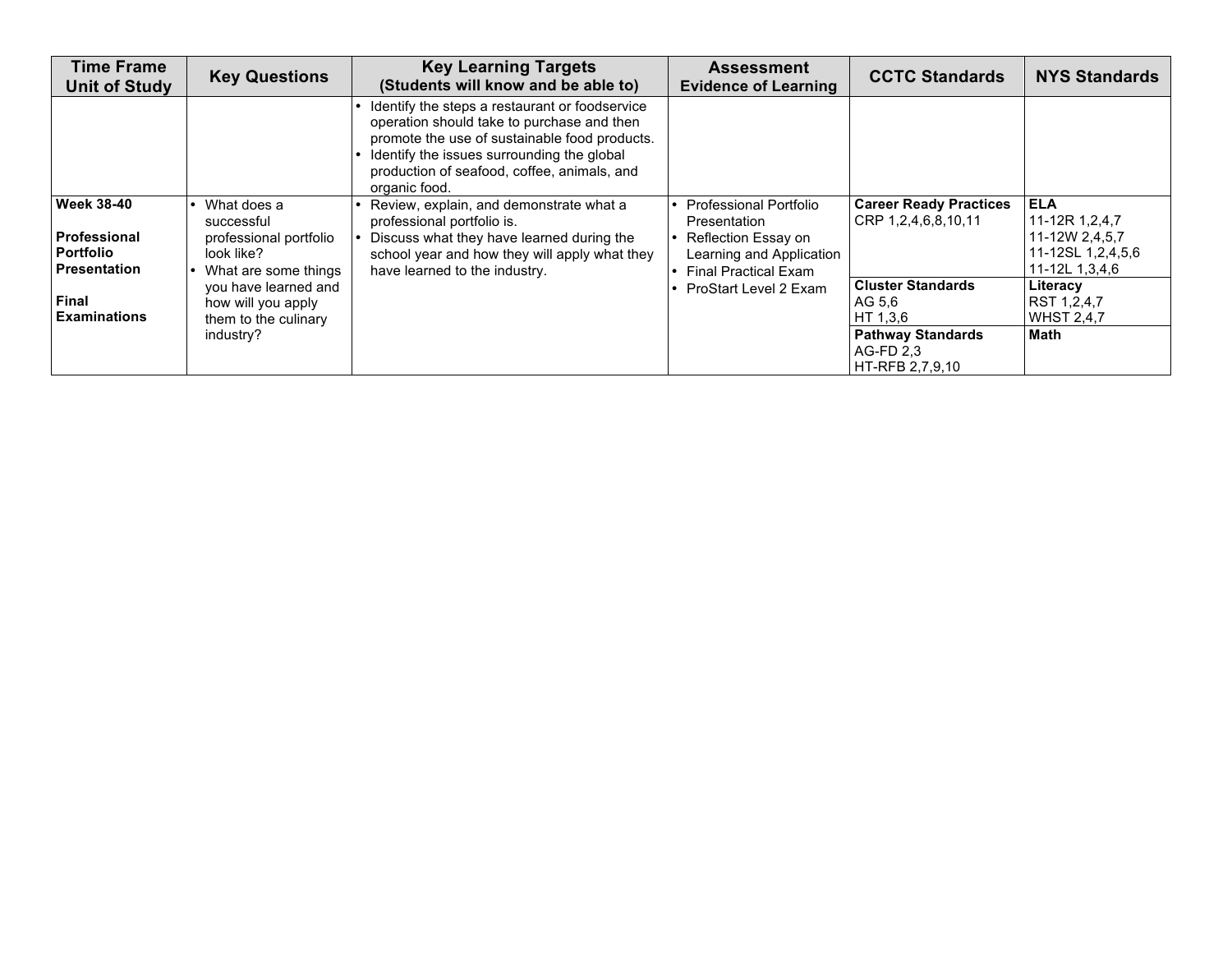| Time Frame Unit of Study | Key Questions | Key Learning Targets (Students will know and be able to) | Assessment Evidence of Learning | CCTC Standards | NYS Standards |
|---|---|---|---|---|---|
| | | • Identify the steps a restaurant or foodservice operation should take to purchase and then promote the use of sustainable food products.<br>• Identify the issues surrounding the global production of seafood, coffee, animals, and organic food. | | | |
| **Week 38-40**<br><br>**Professional Portfolio Presentation**<br><br>**Final Examinations** | • What does a successful professional portfolio look like?<br>• What are some things you have learned and how will you apply them to the culinary industry? | • Review, explain, and demonstrate what a professional portfolio is.<br>• Discuss what they have learned during the school year and how they will apply what they have learned to the industry. | • Professional Portfolio Presentation<br>• Reflection Essay on Learning and Application<br>• Final Practical Exam<br>• ProStart Level 2 Exam | **Career Ready Practices**<br>CRP 1,2,4,6,8,10,11<br><br>**Cluster Standards**<br>AG 5,6<br>HT 1,3,6<br><br>**Pathway Standards**<br>AG-FD 2,3<br>HT-RFB 2,7,9,10 | **ELA**<br>11-12R 1,2,4,7<br>11-12W 2,4,5,7<br>11-12SL 1,2,4,5,6<br>11-12L 1,3,4,6<br><br>**Literacy**<br>RST 1,2,4,7<br>WHST 2,4,7<br><br>**Math** |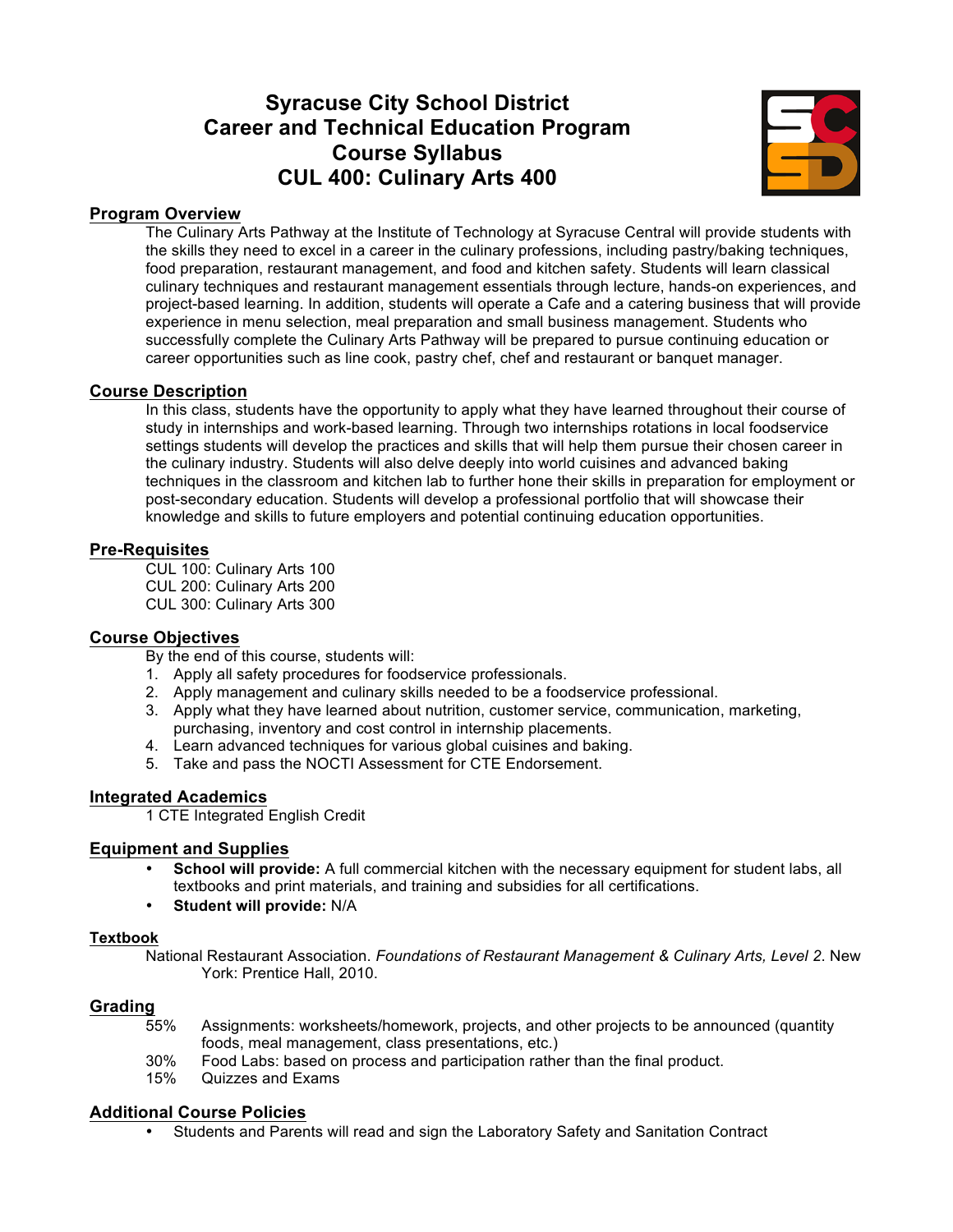# Syracuse City School District
# Career and Technical Education Program
# Course Syllabus
# CUL 400: Culinary Arts 400

## Program Overview

The Culinary Arts Pathway at the Institute of Technology at Syracuse Central will provide students with the skills they need to excel in a career in the culinary professions, including pastry/baking techniques, food preparation, restaurant management, and food and kitchen safety. Students will learn classical culinary techniques and restaurant management essentials through lecture, hands-on experiences, and project-based learning. In addition, students will operate a Cafe and a catering business that will provide experience in menu selection, meal preparation and small business management. Students who successfully complete the Culinary Arts Pathway will be prepared to pursue continuing education or career opportunities such as line cook, pastry chef, chef and restaurant or banquet manager.

## Course Description

In this class, students have the opportunity to apply what they have learned throughout their course of study in internships and work-based learning. Through two internships rotations in local foodservice settings students will develop the practices and skills that will help them pursue their chosen career in the culinary industry. Students will also delve deeply into world cuisines and advanced baking techniques in the classroom and kitchen lab to further hone their skills in preparation for employment or post-secondary education. Students will develop a professional portfolio that will showcase their knowledge and skills to future employers and potential continuing education opportunities.

## Pre-Requisites

CUL 100: Culinary Arts 100
CUL 200: Culinary Arts 200
CUL 300: Culinary Arts 300

## Course Objectives

By the end of this course, students will:

1. Apply all safety procedures for foodservice professionals.
2. Apply management and culinary skills needed to be a foodservice professional.
3. Apply what they have learned about nutrition, customer service, communication, marketing, purchasing, inventory and cost control in internship placements.
4. Learn advanced techniques for various global cuisines and baking.
5. Take and pass the NOCTI Assessment for CTE Endorsement.

## Integrated Academics

1 CTE Integrated English Credit

## Equipment and Supplies

- **School will provide:** A full commercial kitchen with the necessary equipment for student labs, all textbooks and print materials, and training and subsidies for all certifications.
- **Student will provide:** N/A

## Textbook

National Restaurant Association. *Foundations of Restaurant Management & Culinary Arts, Level 2*. New York: Prentice Hall, 2010.

## Grading

- 55% Assignments: worksheets/homework, projects, and other projects to be announced (quantity foods, meal management, class presentations, etc.)
- 30% Food Labs: based on process and participation rather than the final product.
- 15% Quizzes and Exams

## Additional Course Policies

- Students and Parents will read and sign the Laboratory Safety and Sanitation Contract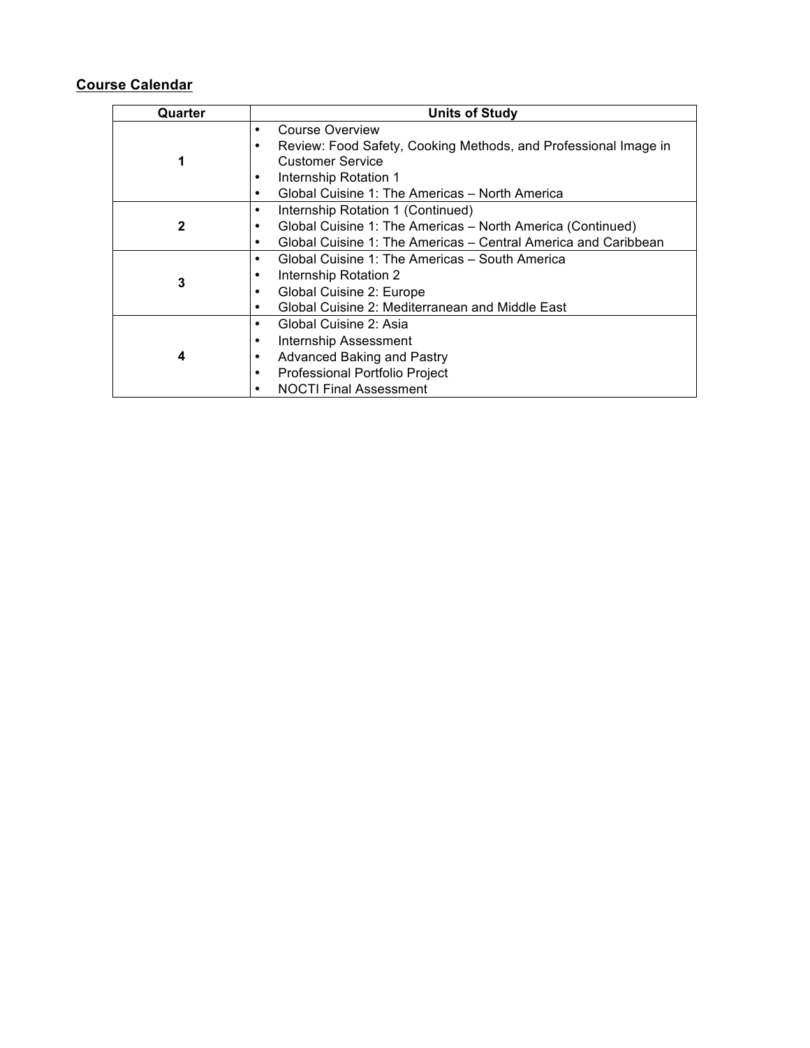## Course Calendar

| Quarter | Units of Study |
|---|---|
| 1 | • Course Overview<br>• Review: Food Safety, Cooking Methods, and Professional Image in Customer Service<br>• Internship Rotation 1<br>• Global Cuisine 1: The Americas – North America |
| 2 | • Internship Rotation 1 (Continued)<br>• Global Cuisine 1: The Americas – North America (Continued)<br>• Global Cuisine 1: The Americas – Central America and Caribbean |
| 3 | • Global Cuisine 1: The Americas – South America<br>• Internship Rotation 2<br>• Global Cuisine 2: Europe<br>• Global Cuisine 2: Mediterranean and Middle East |
| 4 | • Global Cuisine 2: Asia<br>• Internship Assessment<br>• Advanced Baking and Pastry<br>• Professional Portfolio Project<br>• NOCTI Final Assessment |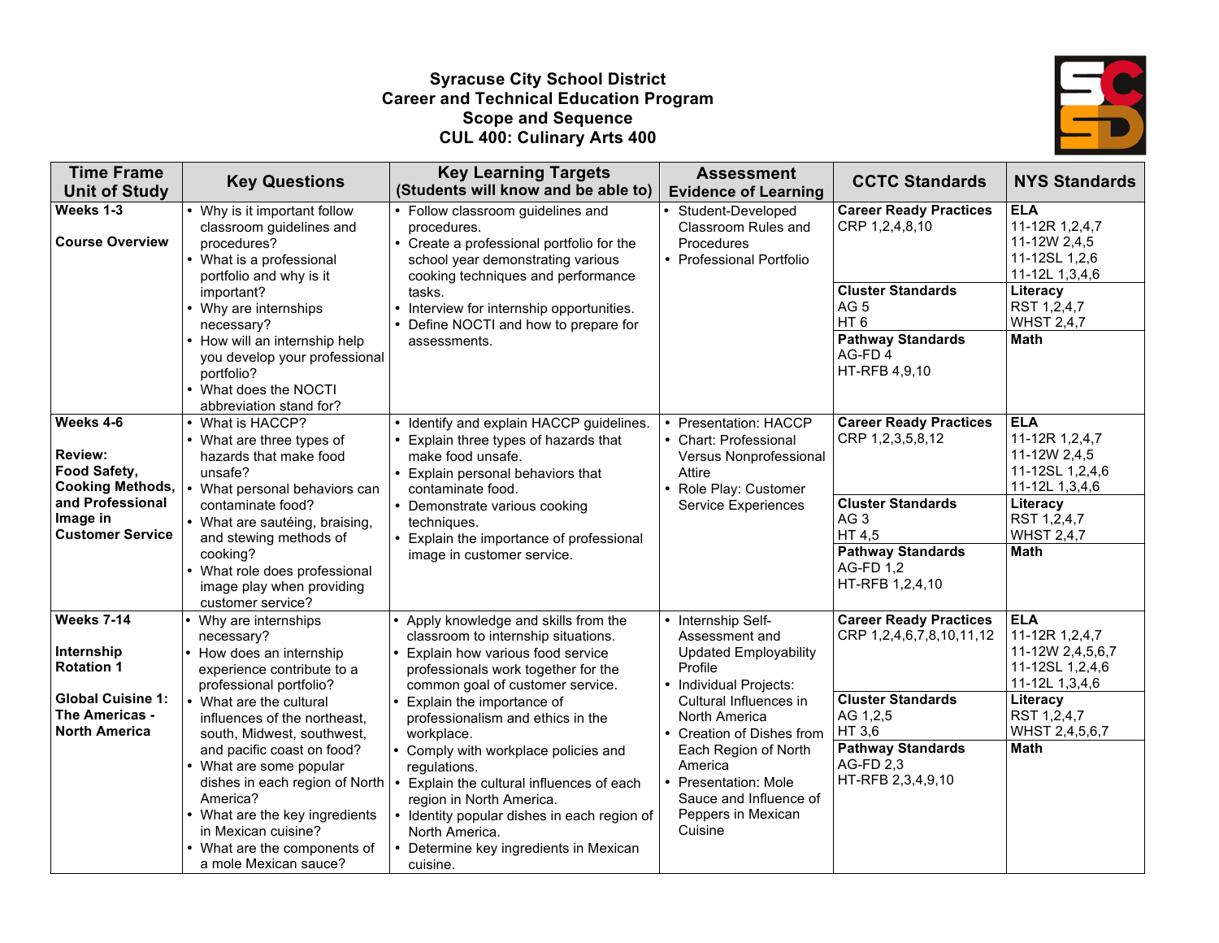**Syracuse City School District**
**Career and Technical Education Program**
**Scope and Sequence**
**CUL 400: Culinary Arts 400**

| Time Frame Unit of Study | Key Questions | Key Learning Targets (Students will know and be able to) | Assessment Evidence of Learning | CCTC Standards | NYS Standards |
|---|---|---|---|---|---|
| **Weeks 1-3** <br><br> **Course Overview** | • Why is it important follow classroom guidelines and procedures? <br> • What is a professional portfolio and why is it important? <br> • Why are internships necessary? <br> • How will an internship help you develop your professional portfolio? <br> • What does the NOCTI abbreviation stand for? | • Follow classroom guidelines and procedures. <br> • Create a professional portfolio for the school year demonstrating various cooking techniques and performance tasks. <br> • Interview for internship opportunities. <br> • Define NOCTI and how to prepare for assessments. | • Student-Developed Classroom Rules and Procedures <br> • Professional Portfolio | **Career Ready Practices** <br> CRP 1,2,4,8,10 <br><br> **Cluster Standards** <br> AG 5 <br> HT 6 <br><br> **Pathway Standards** <br> AG-FD 4 <br> HT-RFB 4,9,10 | **ELA** <br> 11-12R 1,2,4,7 <br> 11-12W 2,4,5 <br> 11-12SL 1,2,6 <br> 11-12L 1,3,4,6 <br><br> **Literacy** <br> RST 1,2,4,7 <br> WHST 2,4,7 <br><br> **Math** |
| **Weeks 4-6** <br><br> **Review: Food Safety, Cooking Methods, and Professional Image in Customer Service** | • What is HACCP? <br> • What are three types of hazards that make food unsafe? <br> • What personal behaviors can contaminate food? <br> • What are sautéing, braising, and stewing methods of cooking? <br> • What role does professional image play when providing customer service? | • Identify and explain HACCP guidelines. <br> • Explain three types of hazards that make food unsafe. <br> • Explain personal behaviors that contaminate food. <br> • Demonstrate various cooking techniques. <br> • Explain the importance of professional image in customer service. | • Presentation: HACCP <br> • Chart: Professional Versus Nonprofessional Attire <br> • Role Play: Customer Service Experiences | **Career Ready Practices** <br> CRP 1,2,3,5,8,12 <br><br> **Cluster Standards** <br> AG 3 <br> HT 4,5 <br><br> **Pathway Standards** <br> AG-FD 1,2 <br> HT-RFB 1,2,4,10 | **ELA** <br> 11-12R 1,2,4,7 <br> 11-12W 2,4,5 <br> 11-12SL 1,2,4,6 <br> 11-12L 1,3,4,6 <br><br> **Literacy** <br> RST 1,2,4,7 <br> WHST 2,4,7 <br><br> **Math** |
| **Weeks 7-14** <br><br> **Internship Rotation 1** <br><br> **Global Cuisine 1: The Americas - North America** | • Why are internships necessary? <br> • How does an internship experience contribute to a professional portfolio? <br> • What are the cultural influences of the northeast, south, Midwest, southwest, and pacific coast on food? <br> • What are some popular dishes in each region of North America? <br> • What are the key ingredients in Mexican cuisine? <br> • What are the components of a mole Mexican sauce? | • Apply knowledge and skills from the classroom to internship situations. <br> • Explain how various food service professionals work together for the common goal of customer service. <br> • Explain the importance of professionalism and ethics in the workplace. <br> • Comply with workplace policies and regulations. <br> • Explain the cultural influences of each region in North America. <br> • Identity popular dishes in each region of North America. <br> • Determine key ingredients in Mexican cuisine. | • Internship Self-Assessment and Updated Employability Profile <br> • Individual Projects: Cultural Influences in North America <br> • Creation of Dishes from Each Region of North America <br> • Presentation: Mole Sauce and Influence of Peppers in Mexican Cuisine | **Career Ready Practices** <br> CRP 1,2,4,6,7,8,10,11,12 <br><br> **Cluster Standards** <br> AG 1,2,5 <br> HT 3,6 <br><br> **Pathway Standards** <br> AG-FD 2,3 <br> HT-RFB 2,3,4,9,10 | **ELA** <br> 11-12R 1,2,4,7 <br> 11-12W 2,4,5,6,7 <br> 11-12SL 1,2,4,6 <br> 11-12L 1,3,4,6 <br><br> **Literacy** <br> RST 1,2,4,7 <br> WHST 2,4,5,6,7 <br><br> **Math** |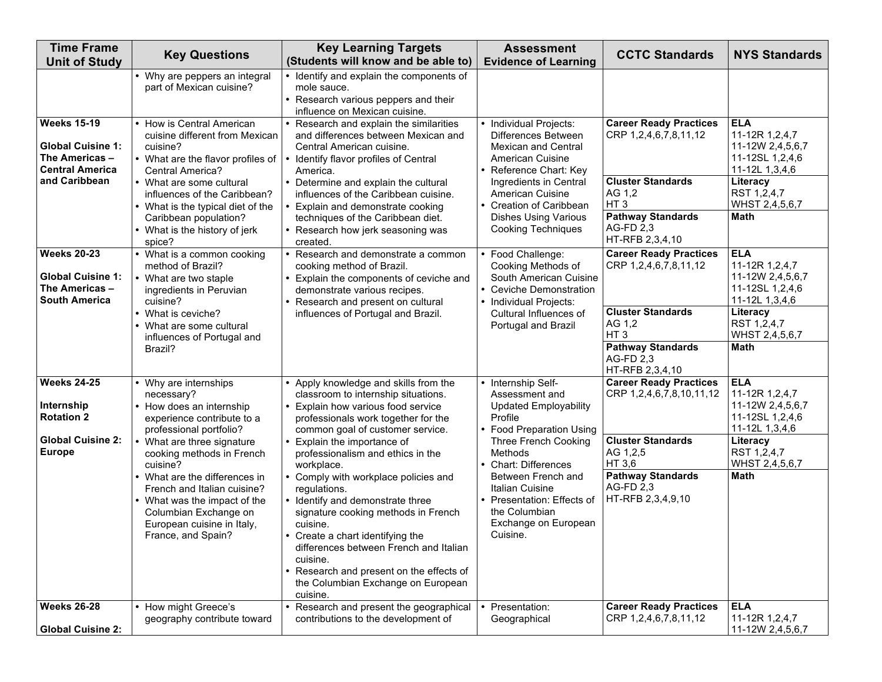| Time Frame Unit of Study | Key Questions | Key Learning Targets (Students will know and be able to) | Assessment Evidence of Learning | CCTC Standards | NYS Standards |
|---|---|---|---|---|---|
| | • Why are peppers an integral part of Mexican cuisine? | • Identify and explain the components of mole sauce.<br>• Research various peppers and their influence on Mexican cuisine. | | | |
| **Weeks 15-19**<br><br>**Global Cuisine 1: The Americas – Central America and Caribbean** | • How is Central American cuisine different from Mexican cuisine?<br>• What are the flavor profiles of Central America?<br>• What are some cultural influences of the Caribbean?<br>• What is the typical diet of the Caribbean population?<br>• What is the history of jerk spice? | • Research and explain the similarities and differences between Mexican and Central American cuisine.<br>• Identify flavor profiles of Central America.<br>• Determine and explain the cultural influences of the Caribbean cuisine.<br>• Explain and demonstrate cooking techniques of the Caribbean diet.<br>• Research how jerk seasoning was created. | • Individual Projects: Differences Between Mexican and Central American Cuisine<br>• Reference Chart: Key Ingredients in Central American Cuisine<br>• Creation of Caribbean Dishes Using Various Cooking Techniques | **Career Ready Practices**<br>CRP 1,2,4,6,7,8,11,12<br><br>**Cluster Standards**<br>AG 1,2<br>HT 3<br><br>**Pathway Standards**<br>AG-FD 2,3<br>HT-RFB 2,3,4,10 | **ELA**<br>11-12R 1,2,4,7<br>11-12W 2,4,5,6,7<br>11-12SL 1,2,4,6<br>11-12L 1,3,4,6<br><br>**Literacy**<br>RST 1,2,4,7<br>WHST 2,4,5,6,7<br><br>**Math** |
| **Weeks 20-23**<br><br>**Global Cuisine 1: The Americas – South America** | • What is a common cooking method of Brazil?<br>• What are two staple ingredients in Peruvian cuisine?<br>• What is ceviche?<br>• What are some cultural influences of Portugal and Brazil? | • Research and demonstrate a common cooking method of Brazil.<br>• Explain the components of ceviche and demonstrate various recipes.<br>• Research and present on cultural influences of Portugal and Brazil. | • Food Challenge: Cooking Methods of South American Cuisine<br>• Ceviche Demonstration<br>• Individual Projects: Cultural Influences of Portugal and Brazil | **Career Ready Practices**<br>CRP 1,2,4,6,7,8,11,12<br><br>**Cluster Standards**<br>AG 1,2<br>HT 3<br><br>**Pathway Standards**<br>AG-FD 2,3<br>HT-RFB 2,3,4,10 | **ELA**<br>11-12R 1,2,4,7<br>11-12W 2,4,5,6,7<br>11-12SL 1,2,4,6<br>11-12L 1,3,4,6<br><br>**Literacy**<br>RST 1,2,4,7<br>WHST 2,4,5,6,7<br><br>**Math** |
| **Weeks 24-25**<br><br>**Internship Rotation 2**<br><br>**Global Cuisine 2: Europe** | • Why are internships necessary?<br>• How does an internship experience contribute to a professional portfolio?<br>• What are three signature cooking methods in French cuisine?<br>• What are the differences in French and Italian cuisine?<br>• What was the impact of the Columbian Exchange on European cuisine in Italy, France, and Spain? | • Apply knowledge and skills from the classroom to internship situations.<br>• Explain how various food service professionals work together for the common goal of customer service.<br>• Explain the importance of professionalism and ethics in the workplace.<br>• Comply with workplace policies and regulations.<br>• Identify and demonstrate three signature cooking methods in French cuisine.<br>• Create a chart identifying the differences between French and Italian cuisine.<br>• Research and present on the effects of the Columbian Exchange on European cuisine. | • Internship Self-Assessment and Updated Employability Profile<br>• Food Preparation Using Three French Cooking Methods<br>• Chart: Differences Between French and Italian Cuisine<br>• Presentation: Effects of the Columbian Exchange on European Cuisine. | **Career Ready Practices**<br>CRP 1,2,4,6,7,8,10,11,12<br><br>**Cluster Standards**<br>AG 1,2,5<br>HT 3,6<br><br>**Pathway Standards**<br>AG-FD 2,3<br>HT-RFB 2,3,4,9,10 | **ELA**<br>11-12R 1,2,4,7<br>11-12W 2,4,5,6,7<br>11-12SL 1,2,4,6<br>11-12L 1,3,4,6<br><br>**Literacy**<br>RST 1,2,4,7<br>WHST 2,4,5,6,7<br><br>**Math** |
| **Weeks 26-28**<br><br>**Global Cuisine 2:** | • How might Greece's geography contribute toward | • Research and present the geographical contributions to the development of | • Presentation: Geographical | **Career Ready Practices**<br>CRP 1,2,4,6,7,8,11,12 | **ELA**<br>11-12R 1,2,4,7<br>11-12W 2,4,5,6,7 |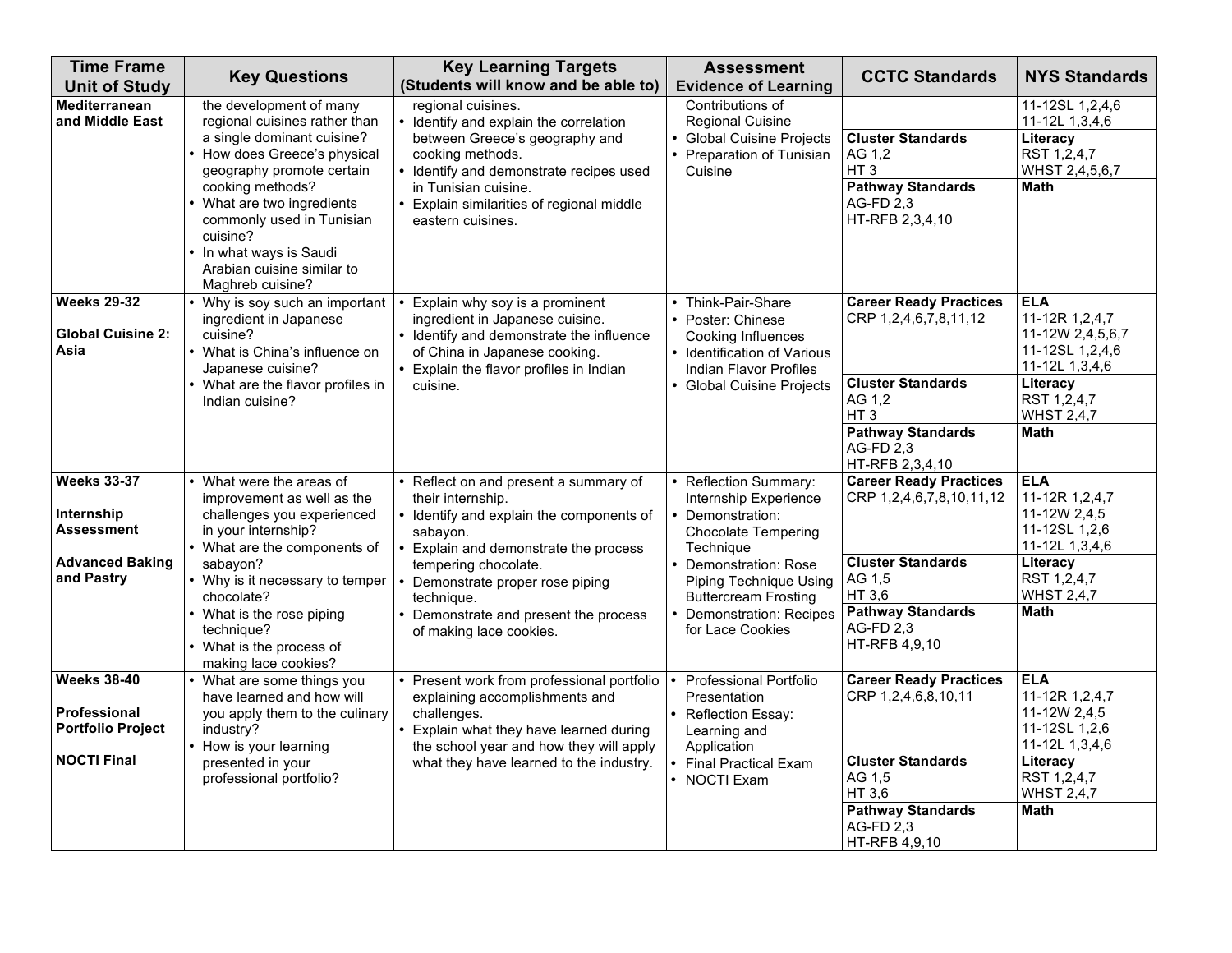| Time Frame Unit of Study | Key Questions | Key Learning Targets (Students will know and be able to) | Assessment Evidence of Learning | CCTC Standards | NYS Standards |
|---|---|---|---|---|---|
| **Mediterranean and Middle East** | the development of many regional cuisines rather than a single dominant cuisine?<br>• How does Greece's physical geography promote certain cooking methods?<br>• What are two ingredients commonly used in Tunisian cuisine?<br>• In what ways is Saudi Arabian cuisine similar to Maghreb cuisine? | regional cuisines.<br>• Identify and explain the correlation between Greece's geography and cooking methods.<br>• Identify and demonstrate recipes used in Tunisian cuisine.<br>• Explain similarities of regional middle eastern cuisines. | Contributions of Regional Cuisine<br>• Global Cuisine Projects<br>• Preparation of Tunisian Cuisine | <br>**Cluster Standards**<br>AG 1,2<br>HT 3<br>**Pathway Standards**<br>AG-FD 2,3<br>HT-RFB 2,3,4,10 | 11-12SL 1,2,4,6<br>11-12L 1,3,4,6<br>**Literacy**<br>RST 1,2,4,7<br>WHST 2,4,5,6,7<br>**Math** |
| **Weeks 29-32**<br><br>**Global Cuisine 2: Asia** | • Why is soy such an important ingredient in Japanese cuisine?<br>• What is China's influence on Japanese cuisine?<br>• What are the flavor profiles in Indian cuisine? | • Explain why soy is a prominent ingredient in Japanese cuisine.<br>• Identify and demonstrate the influence of China in Japanese cooking.<br>• Explain the flavor profiles in Indian cuisine. | • Think-Pair-Share<br>• Poster: Chinese Cooking Influences<br>• Identification of Various Indian Flavor Profiles<br>• Global Cuisine Projects | **Career Ready Practices**<br>CRP 1,2,4,6,7,8,11,12<br>**Cluster Standards**<br>AG 1,2<br>HT 3<br>**Pathway Standards**<br>AG-FD 2,3<br>HT-RFB 2,3,4,10 | **ELA**<br>11-12R 1,2,4,7<br>11-12W 2,4,5,6,7<br>11-12SL 1,2,4,6<br>11-12L 1,3,4,6<br>**Literacy**<br>RST 1,2,4,7<br>WHST 2,4,7<br>**Math** |
| **Weeks 33-37**<br><br>**Internship Assessment**<br><br>**Advanced Baking and Pastry** | • What were the areas of improvement as well as the challenges you experienced in your internship?<br>• What are the components of sabayon?<br>• Why is it necessary to temper chocolate?<br>• What is the rose piping technique?<br>• What is the process of making lace cookies? | • Reflect on and present a summary of their internship.<br>• Identify and explain the components of sabayon.<br>• Explain and demonstrate the process tempering chocolate.<br>• Demonstrate proper rose piping technique.<br>• Demonstrate and present the process of making lace cookies. | • Reflection Summary: Internship Experience<br>• Demonstration: Chocolate Tempering Technique<br>• Demonstration: Rose Piping Technique Using Buttercream Frosting<br>• Demonstration: Recipes for Lace Cookies | **Career Ready Practices**<br>CRP 1,2,4,6,7,8,10,11,12<br>**Cluster Standards**<br>AG 1,5<br>HT 3,6<br>**Pathway Standards**<br>AG-FD 2,3<br>HT-RFB 4,9,10 | **ELA**<br>11-12R 1,2,4,7<br>11-12W 2,4,5<br>11-12SL 1,2,6<br>11-12L 1,3,4,6<br>**Literacy**<br>RST 1,2,4,7<br>WHST 2,4,7<br>**Math** |
| **Weeks 38-40**<br><br>**Professional Portfolio Project**<br><br>**NOCTI Final** | • What are some things you have learned and how will you apply them to the culinary industry?<br>• How is your learning presented in your professional portfolio? | • Present work from professional portfolio explaining accomplishments and challenges.<br>• Explain what they have learned during the school year and how they will apply what they have learned to the industry. | • Professional Portfolio Presentation<br>• Reflection Essay: Learning and Application<br>• Final Practical Exam<br>• NOCTI Exam | **Career Ready Practices**<br>CRP 1,2,4,6,8,10,11<br>**Cluster Standards**<br>AG 1,5<br>HT 3,6<br>**Pathway Standards**<br>AG-FD 2,3<br>HT-RFB 4,9,10 | **ELA**<br>11-12R 1,2,4,7<br>11-12W 2,4,5<br>11-12SL 1,2,6<br>11-12L 1,3,4,6<br>**Literacy**<br>RST 1,2,4,7<br>WHST 2,4,7<br>**Math** |